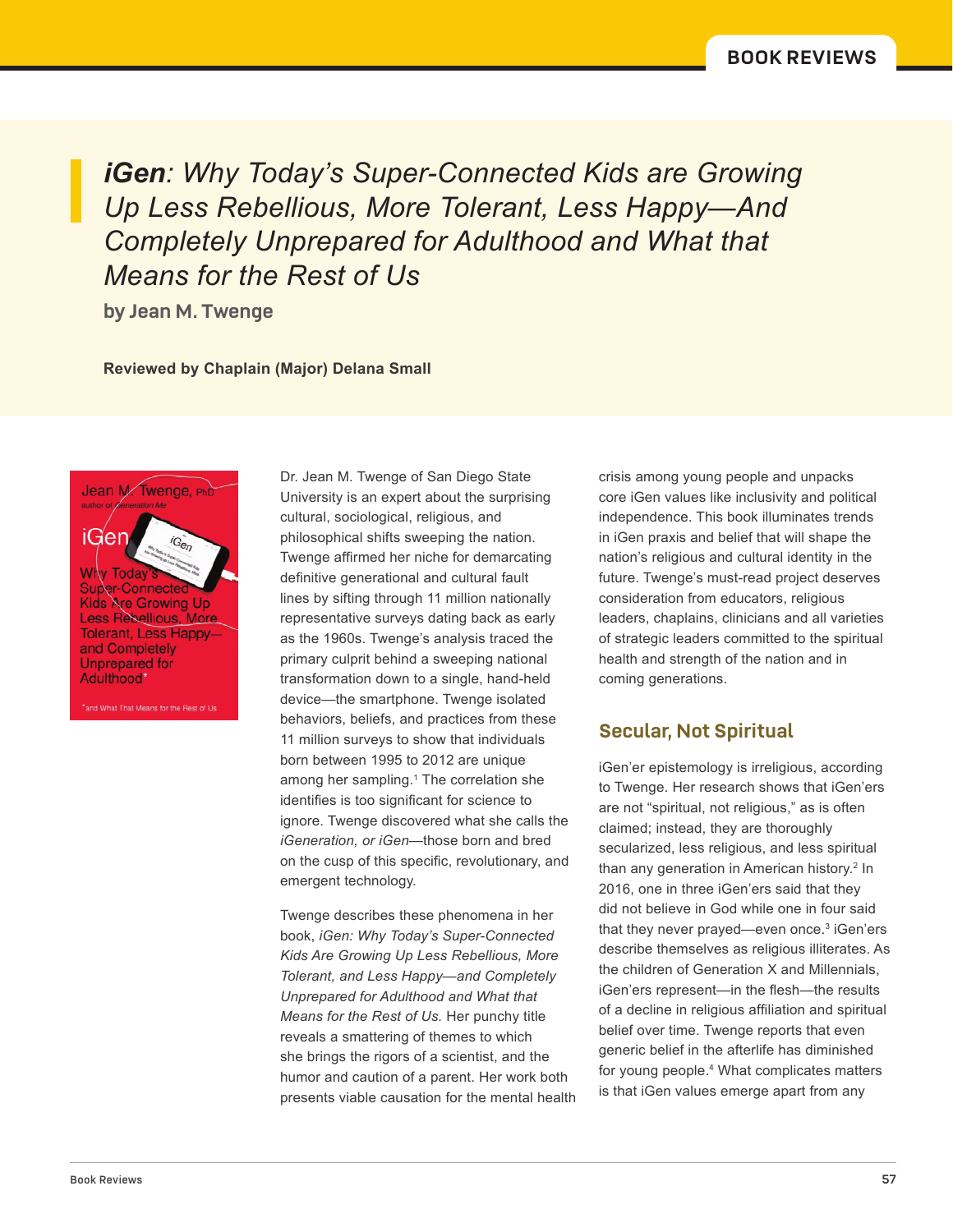# *iGen*: Why Today's Super-Connected Kids are Growing Up Less Rebellious, More Tolerant, Less Happy—And Completely Unprepared for Adulthood and What that Means for the Rest of Us

**by Jean M. Twenge**

**Reviewed by Chaplain (Major) Delana Small**

Dr. Jean M. Twenge of San Diego State University is an expert about the surprising cultural, sociological, religious, and philosophical shifts sweeping the nation. Twenge affirmed her niche for demarcating definitive generational and cultural fault lines by sifting through 11 million nationally representative surveys dating back as early as the 1960s. Twenge's analysis traced the primary culprit behind a sweeping national transformation down to a single, hand-held device—the smartphone. Twenge isolated behaviors, beliefs, and practices from these 11 million surveys to show that individuals born between 1995 to 2012 are unique among her sampling.[1] The correlation she identifies is too significant for science to ignore. Twenge discovered what she calls the *iGeneration, or iGen*—those born and bred on the cusp of this specific, revolutionary, and emergent technology.

Twenge describes these phenomena in her book, *iGen: Why Today's Super-Connected Kids Are Growing Up Less Rebellious, More Tolerant, and Less Happy—and Completely Unprepared for Adulthood and What that Means for the Rest of Us.* Her punchy title reveals a smattering of themes to which she brings the rigors of a scientist, and the humor and caution of a parent. Her work both presents viable causation for the mental health crisis among young people and unpacks core iGen values like inclusivity and political independence. This book illuminates trends in iGen praxis and belief that will shape the nation's religious and cultural identity in the future. Twenge's must-read project deserves consideration from educators, religious leaders, chaplains, clinicians and all varieties of strategic leaders committed to the spiritual health and strength of the nation and in coming generations.

## Secular, Not Spiritual

iGen'er epistemology is irreligious, according to Twenge. Her research shows that iGen'ers are not "spiritual, not religious," as is often claimed; instead, they are thoroughly secularized, less religious, and less spiritual than any generation in American history.[2] In 2016, one in three iGen'ers said that they did not believe in God while one in four said that they never prayed—even once.[3] iGen'ers describe themselves as religious illiterates. As the children of Generation X and Millennials, iGen'ers represent—in the flesh—the results of a decline in religious affiliation and spiritual belief over time. Twenge reports that even generic belief in the afterlife has diminished for young people.[4] What complicates matters is that iGen values emerge apart from any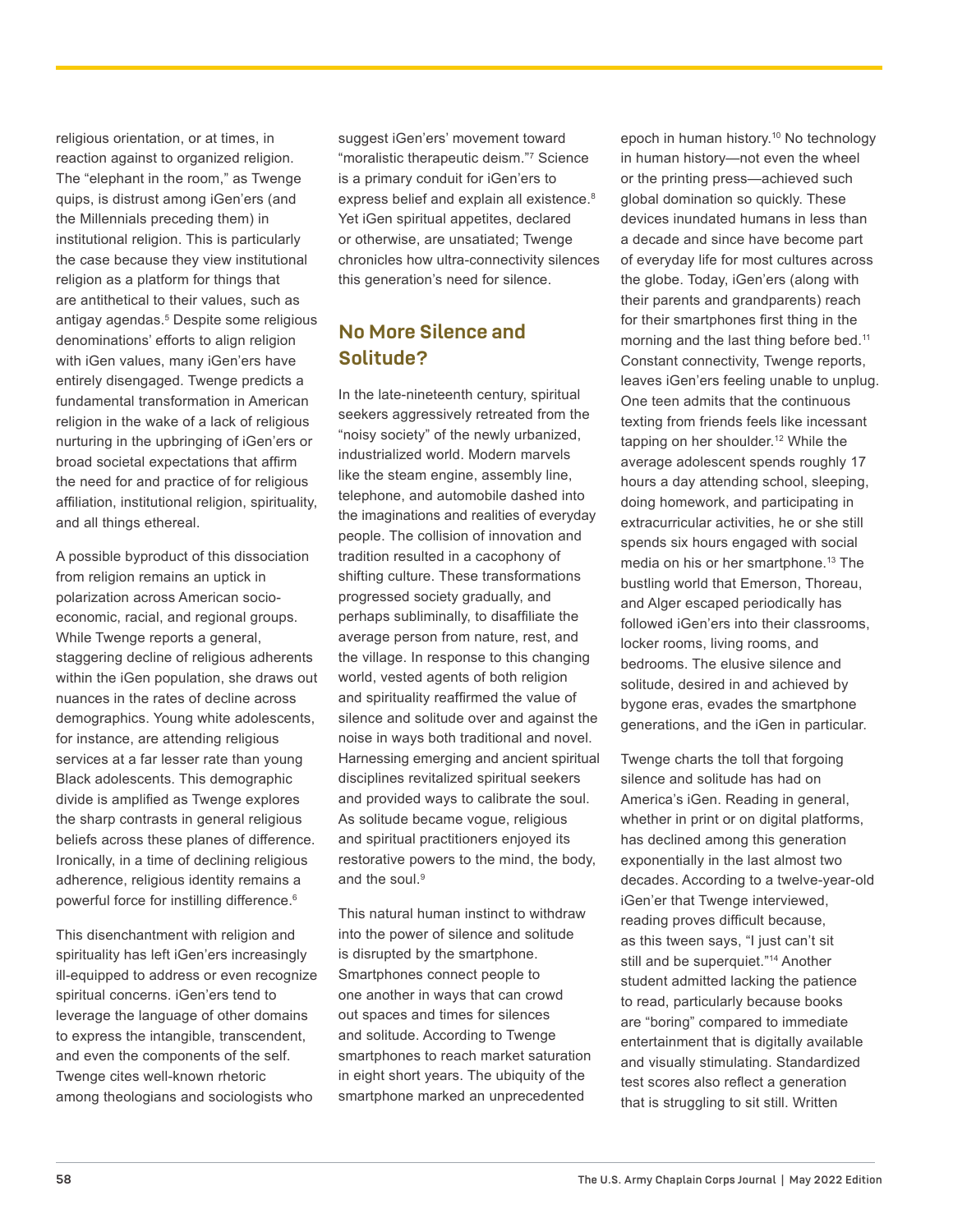religious orientation, or at times, in reaction against to organized religion. The "elephant in the room," as Twenge quips, is distrust among iGen'ers (and the Millennials preceding them) in institutional religion. This is particularly the case because they view institutional religion as a platform for things that are antithetical to their values, such as antigay agendas.[5] Despite some religious denominations' efforts to align religion with iGen values, many iGen'ers have entirely disengaged. Twenge predicts a fundamental transformation in American religion in the wake of a lack of religious nurturing in the upbringing of iGen'ers or broad societal expectations that affirm the need for and practice of for religious affiliation, institutional religion, spirituality, and all things ethereal.

A possible byproduct of this dissociation from religion remains an uptick in polarization across American socio-economic, racial, and regional groups. While Twenge reports a general, staggering decline of religious adherents within the iGen population, she draws out nuances in the rates of decline across demographics. Young white adolescents, for instance, are attending religious services at a far lesser rate than young Black adolescents. This demographic divide is amplified as Twenge explores the sharp contrasts in general religious beliefs across these planes of difference. Ironically, in a time of declining religious adherence, religious identity remains a powerful force for instilling difference.[6]

This disenchantment with religion and spirituality has left iGen'ers increasingly ill-equipped to address or even recognize spiritual concerns. iGen'ers tend to leverage the language of other domains to express the intangible, transcendent, and even the components of the self. Twenge cites well-known rhetoric among theologians and sociologists who suggest iGen'ers' movement toward "moralistic therapeutic deism."[7] Science is a primary conduit for iGen'ers to express belief and explain all existence.[8] Yet iGen spiritual appetites, declared or otherwise, are unsatiated; Twenge chronicles how ultra-connectivity silences this generation's need for silence.

## No More Silence and Solitude?

In the late-nineteenth century, spiritual seekers aggressively retreated from the "noisy society" of the newly urbanized, industrialized world. Modern marvels like the steam engine, assembly line, telephone, and automobile dashed into the imaginations and realities of everyday people. The collision of innovation and tradition resulted in a cacophony of shifting culture. These transformations progressed society gradually, and perhaps subliminally, to disaffiliate the average person from nature, rest, and the village. In response to this changing world, vested agents of both religion and spirituality reaffirmed the value of silence and solitude over and against the noise in ways both traditional and novel. Harnessing emerging and ancient spiritual disciplines revitalized spiritual seekers and provided ways to calibrate the soul. As solitude became vogue, religious and spiritual practitioners enjoyed its restorative powers to the mind, the body, and the soul.[9]

This natural human instinct to withdraw into the power of silence and solitude is disrupted by the smartphone. Smartphones connect people to one another in ways that can crowd out spaces and times for silences and solitude. According to Twenge smartphones to reach market saturation in eight short years. The ubiquity of the smartphone marked an unprecedented epoch in human history.[10] No technology in human history—not even the wheel or the printing press—achieved such global domination so quickly. These devices inundated humans in less than a decade and since have become part of everyday life for most cultures across the globe. Today, iGen'ers (along with their parents and grandparents) reach for their smartphones first thing in the morning and the last thing before bed.[11] Constant connectivity, Twenge reports, leaves iGen'ers feeling unable to unplug. One teen admits that the continuous texting from friends feels like incessant tapping on her shoulder.[12] While the average adolescent spends roughly 17 hours a day attending school, sleeping, doing homework, and participating in extracurricular activities, he or she still spends six hours engaged with social media on his or her smartphone.[13] The bustling world that Emerson, Thoreau, and Alger escaped periodically has followed iGen'ers into their classrooms, locker rooms, living rooms, and bedrooms. The elusive silence and solitude, desired in and achieved by bygone eras, evades the smartphone generations, and the iGen in particular.

Twenge charts the toll that forgoing silence and solitude has had on America's iGen. Reading in general, whether in print or on digital platforms, has declined among this generation exponentially in the last almost two decades. According to a twelve-year-old iGen'er that Twenge interviewed, reading proves difficult because, as this tween says, "I just can't sit still and be superquiet."[14] Another student admitted lacking the patience to read, particularly because books are "boring" compared to immediate entertainment that is digitally available and visually stimulating. Standardized test scores also reflect a generation that is struggling to sit still. Written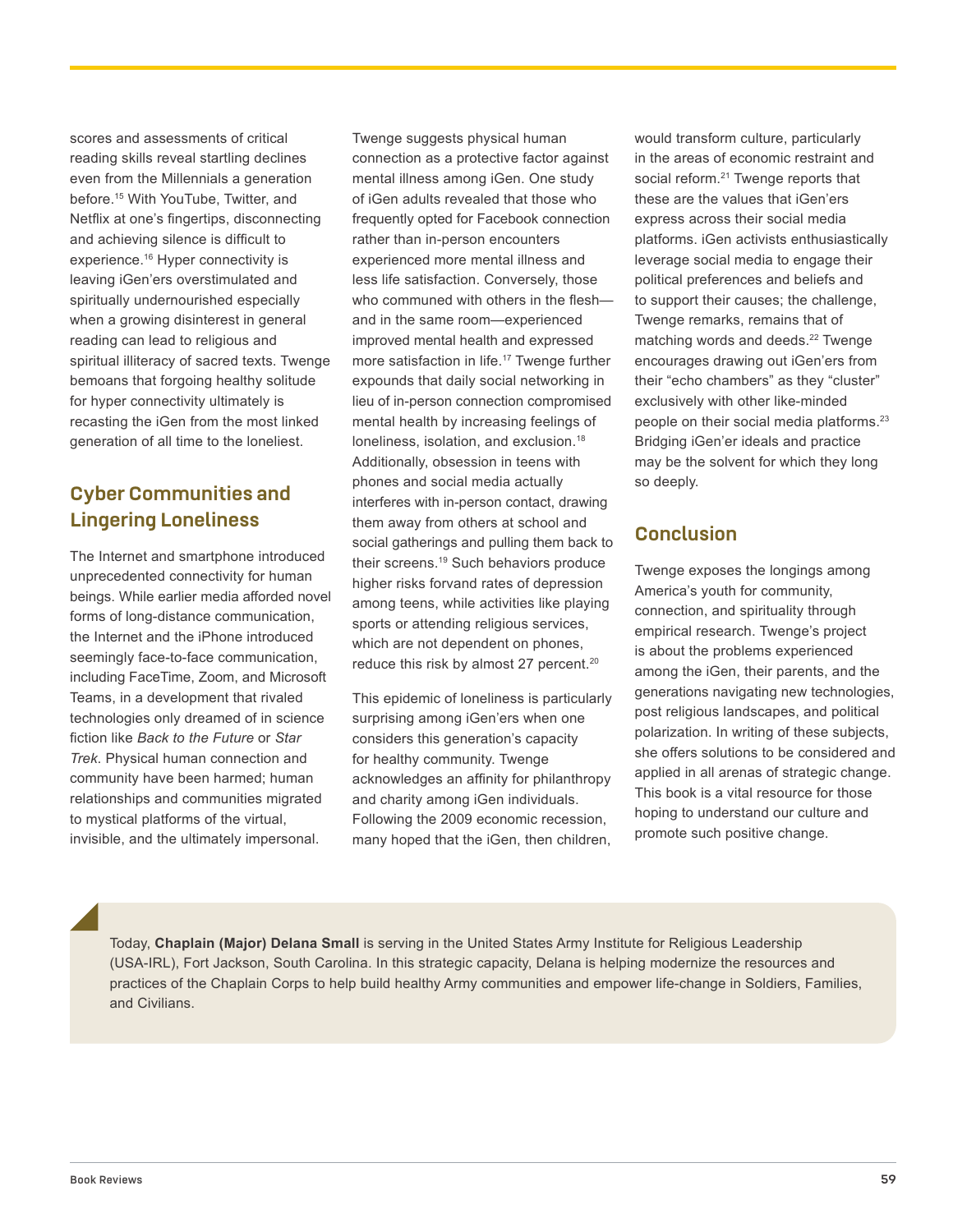scores and assessments of critical reading skills reveal startling declines even from the Millennials a generation before.[15] With YouTube, Twitter, and Netflix at one's fingertips, disconnecting and achieving silence is difficult to experience.[16] Hyper connectivity is leaving iGen'ers overstimulated and spiritually undernourished especially when a growing disinterest in general reading can lead to religious and spiritual illiteracy of sacred texts. Twenge bemoans that forgoing healthy solitude for hyper connectivity ultimately is recasting the iGen from the most linked generation of all time to the loneliest.

## Cyber Communities and Lingering Loneliness

The Internet and smartphone introduced unprecedented connectivity for human beings. While earlier media afforded novel forms of long-distance communication, the Internet and the iPhone introduced seemingly face-to-face communication, including FaceTime, Zoom, and Microsoft Teams, in a development that rivaled technologies only dreamed of in science fiction like *Back to the Future* or *Star Trek*. Physical human connection and community have been harmed; human relationships and communities migrated to mystical platforms of the virtual, invisible, and the ultimately impersonal. Twenge suggests physical human connection as a protective factor against mental illness among iGen. One study of iGen adults revealed that those who frequently opted for Facebook connection rather than in-person encounters experienced more mental illness and less life satisfaction. Conversely, those who communed with others in the flesh—and in the same room—experienced improved mental health and expressed more satisfaction in life.[17] Twenge further expounds that daily social networking in lieu of in-person connection compromised mental health by increasing feelings of loneliness, isolation, and exclusion.[18] Additionally, obsession in teens with phones and social media actually interferes with in-person contact, drawing them away from others at school and social gatherings and pulling them back to their screens.[19] Such behaviors produce higher risks forvand rates of depression among teens, while activities like playing sports or attending religious services, which are not dependent on phones, reduce this risk by almost 27 percent.[20]

This epidemic of loneliness is particularly surprising among iGen'ers when one considers this generation's capacity for healthy community. Twenge acknowledges an affinity for philanthropy and charity among iGen individuals. Following the 2009 economic recession, many hoped that the iGen, then children, would transform culture, particularly in the areas of economic restraint and social reform.[21] Twenge reports that these are the values that iGen'ers express across their social media platforms. iGen activists enthusiastically leverage social media to engage their political preferences and beliefs and to support their causes; the challenge, Twenge remarks, remains that of matching words and deeds.[22] Twenge encourages drawing out iGen'ers from their "echo chambers" as they "cluster" exclusively with other like-minded people on their social media platforms.[23] Bridging iGen'er ideals and practice may be the solvent for which they long so deeply.

## Conclusion

Twenge exposes the longings among America's youth for community, connection, and spirituality through empirical research. Twenge's project is about the problems experienced among the iGen, their parents, and the generations navigating new technologies, post religious landscapes, and political polarization. In writing of these subjects, she offers solutions to be considered and applied in all arenas of strategic change. This book is a vital resource for those hoping to understand our culture and promote such positive change.

Today, **Chaplain (Major) Delana Small** is serving in the United States Army Institute for Religious Leadership (USA-IRL), Fort Jackson, South Carolina. In this strategic capacity, Delana is helping modernize the resources and practices of the Chaplain Corps to help build healthy Army communities and empower life-change in Soldiers, Families, and Civilians.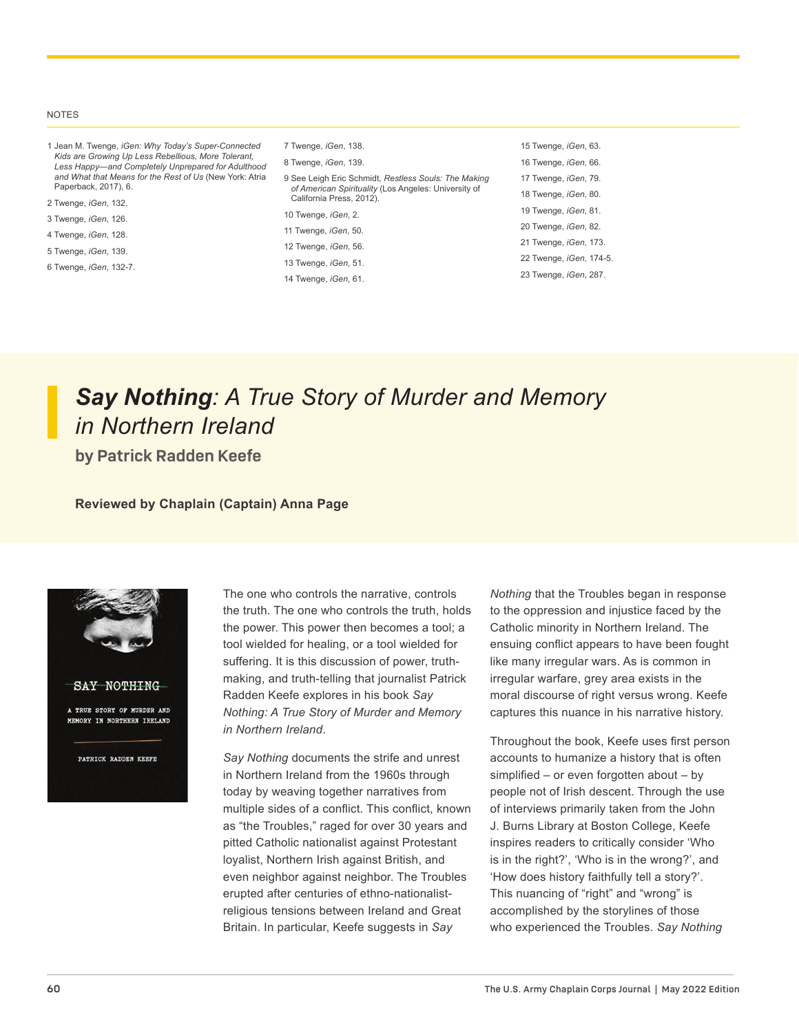NOTES

1 Jean M. Twenge, *iGen: Why Today's Super-Connected Kids are Growing Up Less Rebellious, More Tolerant, Less Happy—and Completely Unprepared for Adulthood and What that Means for the Rest of Us* (New York: Atria Paperback, 2017), 6.

2 Twenge, *iGen*, 132.

3 Twenge, *iGen*, 126.

4 Twenge, *iGen*, 128.

5 Twenge, *iGen*, 139.

6 Twenge, *iGen*, 132-7.

7 Twenge, *iGen*, 138.

8 Twenge, *iGen*, 139.

9 See Leigh Eric Schmidt, *Restless Souls: The Making of American Spirituality* (Los Angeles: University of California Press, 2012).

10 Twenge, *iGen*, 2.

11 Twenge, *iGen*, 50.

12 Twenge, *iGen*, 56.

13 Twenge, *iGen*, 51.

14 Twenge, *iGen*, 61.

15 Twenge, *iGen*, 63.

16 Twenge, *iGen*, 66.

17 Twenge, *iGen*, 79.

18 Twenge, *iGen*, 80.

19 Twenge, *iGen*, 81.

20 Twenge, *iGen*, 82.

21 Twenge, *iGen*, 173.

22 Twenge, *iGen*, 174-5.

23 Twenge, *iGen*, 287.

# *Say Nothing*: *A True Story of Murder and Memory in Northern Ireland*

**by Patrick Radden Keefe**

**Reviewed by Chaplain (Captain) Anna Page**

The one who controls the narrative, controls the truth. The one who controls the truth, holds the power. This power then becomes a tool; a tool wielded for healing, or a tool wielded for suffering. It is this discussion of power, truth-making, and truth-telling that journalist Patrick Radden Keefe explores in his book *Say Nothing: A True Story of Murder and Memory in Northern Ireland*.

*Say Nothing* documents the strife and unrest in Northern Ireland from the 1960s through today by weaving together narratives from multiple sides of a conflict. This conflict, known as "the Troubles," raged for over 30 years and pitted Catholic nationalist against Protestant loyalist, Northern Irish against British, and even neighbor against neighbor. The Troubles erupted after centuries of ethno-nationalist-religious tensions between Ireland and Great Britain. In particular, Keefe suggests in *Say Nothing* that the Troubles began in response to the oppression and injustice faced by the Catholic minority in Northern Ireland. The ensuing conflict appears to have been fought like many irregular wars. As is common in irregular warfare, grey area exists in the moral discourse of right versus wrong. Keefe captures this nuance in his narrative history.

Throughout the book, Keefe uses first person accounts to humanize a history that is often simplified – or even forgotten about – by people not of Irish descent. Through the use of interviews primarily taken from the John J. Burns Library at Boston College, Keefe inspires readers to critically consider 'Who is in the right?', 'Who is in the wrong?', and 'How does history faithfully tell a story?'. This nuancing of "right" and "wrong" is accomplished by the storylines of those who experienced the Troubles. *Say Nothing*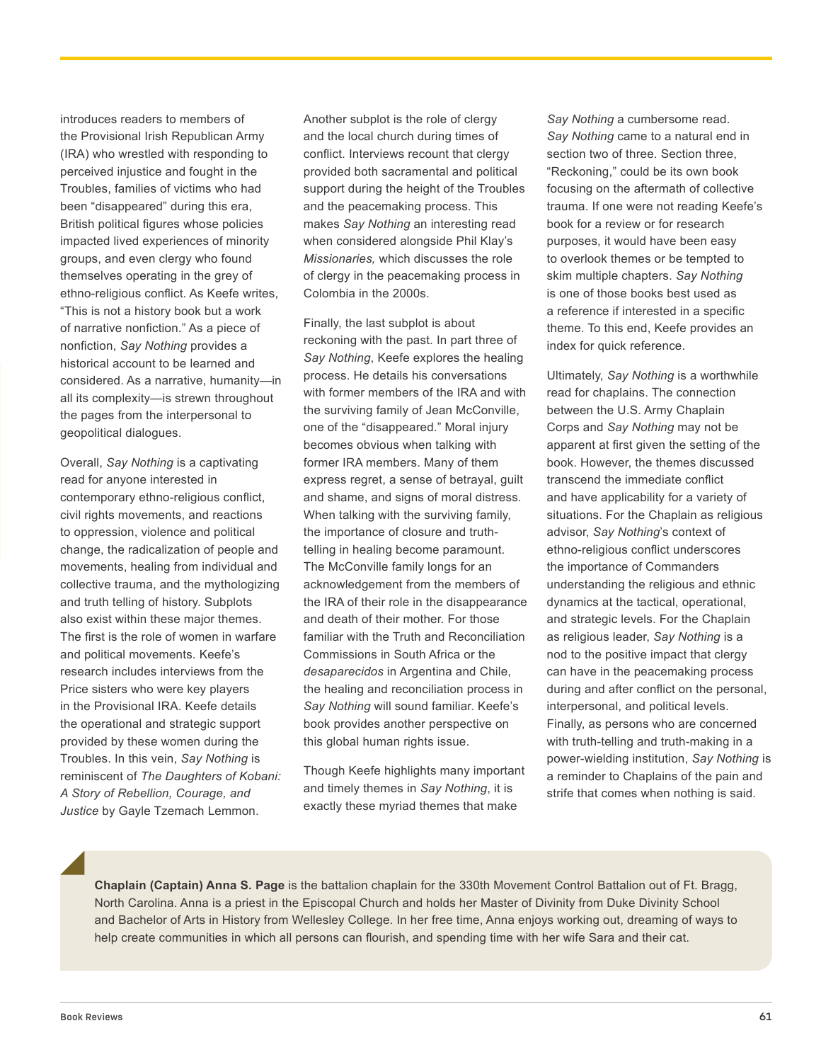introduces readers to members of the Provisional Irish Republican Army (IRA) who wrestled with responding to perceived injustice and fought in the Troubles, families of victims who had been "disappeared" during this era, British political figures whose policies impacted lived experiences of minority groups, and even clergy who found themselves operating in the grey of ethno-religious conflict. As Keefe writes, "This is not a history book but a work of narrative nonfiction." As a piece of nonfiction, *Say Nothing* provides a historical account to be learned and considered. As a narrative, humanity—in all its complexity—is strewn throughout the pages from the interpersonal to geopolitical dialogues.

Overall, *Say Nothing* is a captivating read for anyone interested in contemporary ethno-religious conflict, civil rights movements, and reactions to oppression, violence and political change, the radicalization of people and movements, healing from individual and collective trauma, and the mythologizing and truth telling of history. Subplots also exist within these major themes. The first is the role of women in warfare and political movements. Keefe's research includes interviews from the Price sisters who were key players in the Provisional IRA. Keefe details the operational and strategic support provided by these women during the Troubles. In this vein, *Say Nothing* is reminiscent of *The Daughters of Kobani: A Story of Rebellion, Courage, and Justice* by Gayle Tzemach Lemmon.

Another subplot is the role of clergy and the local church during times of conflict. Interviews recount that clergy provided both sacramental and political support during the height of the Troubles and the peacemaking process. This makes *Say Nothing* an interesting read when considered alongside Phil Klay's *Missionaries,* which discusses the role of clergy in the peacemaking process in Colombia in the 2000s.

Finally, the last subplot is about reckoning with the past. In part three of *Say Nothing*, Keefe explores the healing process. He details his conversations with former members of the IRA and with the surviving family of Jean McConville, one of the "disappeared." Moral injury becomes obvious when talking with former IRA members. Many of them express regret, a sense of betrayal, guilt and shame, and signs of moral distress. When talking with the surviving family, the importance of closure and truth-telling in healing become paramount. The McConville family longs for an acknowledgement from the members of the IRA of their role in the disappearance and death of their mother. For those familiar with the Truth and Reconciliation Commissions in South Africa or the *desaparecidos* in Argentina and Chile, the healing and reconciliation process in *Say Nothing* will sound familiar. Keefe's book provides another perspective on this global human rights issue.

Though Keefe highlights many important and timely themes in *Say Nothing*, it is exactly these myriad themes that make *Say Nothing* a cumbersome read. *Say Nothing* came to a natural end in section two of three. Section three, "Reckoning," could be its own book focusing on the aftermath of collective trauma. If one were not reading Keefe's book for a review or for research purposes, it would have been easy to overlook themes or be tempted to skim multiple chapters. *Say Nothing* is one of those books best used as a reference if interested in a specific theme. To this end, Keefe provides an index for quick reference.

Ultimately, *Say Nothing* is a worthwhile read for chaplains. The connection between the U.S. Army Chaplain Corps and *Say Nothing* may not be apparent at first given the setting of the book. However, the themes discussed transcend the immediate conflict and have applicability for a variety of situations. For the Chaplain as religious advisor, *Say Nothing*'s context of ethno-religious conflict underscores the importance of Commanders understanding the religious and ethnic dynamics at the tactical, operational, and strategic levels. For the Chaplain as religious leader, *Say Nothing* is a nod to the positive impact that clergy can have in the peacemaking process during and after conflict on the personal, interpersonal, and political levels. Finally, as persons who are concerned with truth-telling and truth-making in a power-wielding institution, *Say Nothing* is a reminder to Chaplains of the pain and strife that comes when nothing is said.

**Chaplain (Captain) Anna S. Page** is the battalion chaplain for the 330th Movement Control Battalion out of Ft. Bragg, North Carolina. Anna is a priest in the Episcopal Church and holds her Master of Divinity from Duke Divinity School and Bachelor of Arts in History from Wellesley College. In her free time, Anna enjoys working out, dreaming of ways to help create communities in which all persons can flourish, and spending time with her wife Sara and their cat.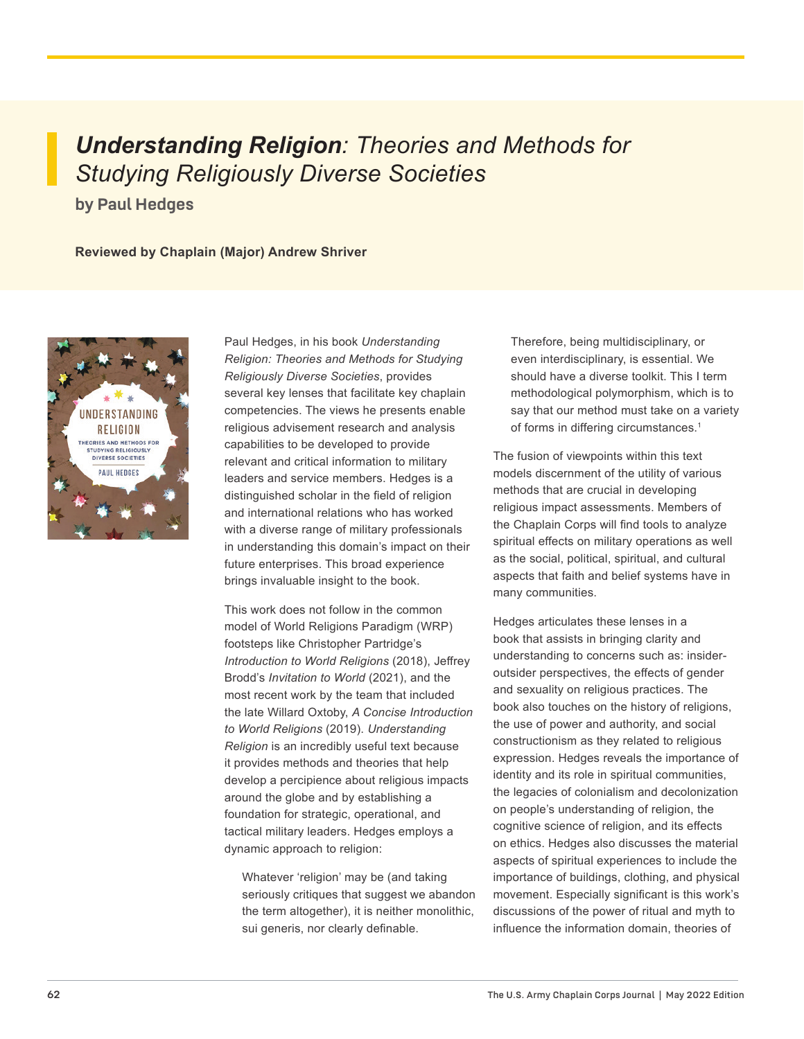# *Understanding Religion*: *Theories and Methods for Studying Religiously Diverse Societies*

**by Paul Hedges**

**Reviewed by Chaplain (Major) Andrew Shriver**

Paul Hedges, in his book *Understanding Religion: Theories and Methods for Studying Religiously Diverse Societies*, provides several key lenses that facilitate key chaplain competencies. The views he presents enable religious advisement research and analysis capabilities to be developed to provide relevant and critical information to military leaders and service members. Hedges is a distinguished scholar in the field of religion and international relations who has worked with a diverse range of military professionals in understanding this domain's impact on their future enterprises. This broad experience brings invaluable insight to the book.

This work does not follow in the common model of World Religions Paradigm (WRP) footsteps like Christopher Partridge's *Introduction to World Religions* (2018), Jeffrey Brodd's *Invitation to World* (2021), and the most recent work by the team that included the late Willard Oxtoby, *A Concise Introduction to World Religions* (2019). *Understanding Religion* is an incredibly useful text because it provides methods and theories that help develop a percipience about religious impacts around the globe and by establishing a foundation for strategic, operational, and tactical military leaders. Hedges employs a dynamic approach to religion:

> Whatever 'religion' may be (and taking seriously critiques that suggest we abandon the term altogether), it is neither monolithic, sui generis, nor clearly definable. Therefore, being multidisciplinary, or even interdisciplinary, is essential. We should have a diverse toolkit. This I term methodological polymorphism, which is to say that our method must take on a variety of forms in differing circumstances.[1]

The fusion of viewpoints within this text models discernment of the utility of various methods that are crucial in developing religious impact assessments. Members of the Chaplain Corps will find tools to analyze spiritual effects on military operations as well as the social, political, spiritual, and cultural aspects that faith and belief systems have in many communities.

Hedges articulates these lenses in a book that assists in bringing clarity and understanding to concerns such as: insider-outsider perspectives, the effects of gender and sexuality on religious practices. The book also touches on the history of religions, the use of power and authority, and social constructionism as they related to religious expression. Hedges reveals the importance of identity and its role in spiritual communities, the legacies of colonialism and decolonization on people's understanding of religion, the cognitive science of religion, and its effects on ethics. Hedges also discusses the material aspects of spiritual experiences to include the importance of buildings, clothing, and physical movement. Especially significant is this work's discussions of the power of ritual and myth to influence the information domain, theories of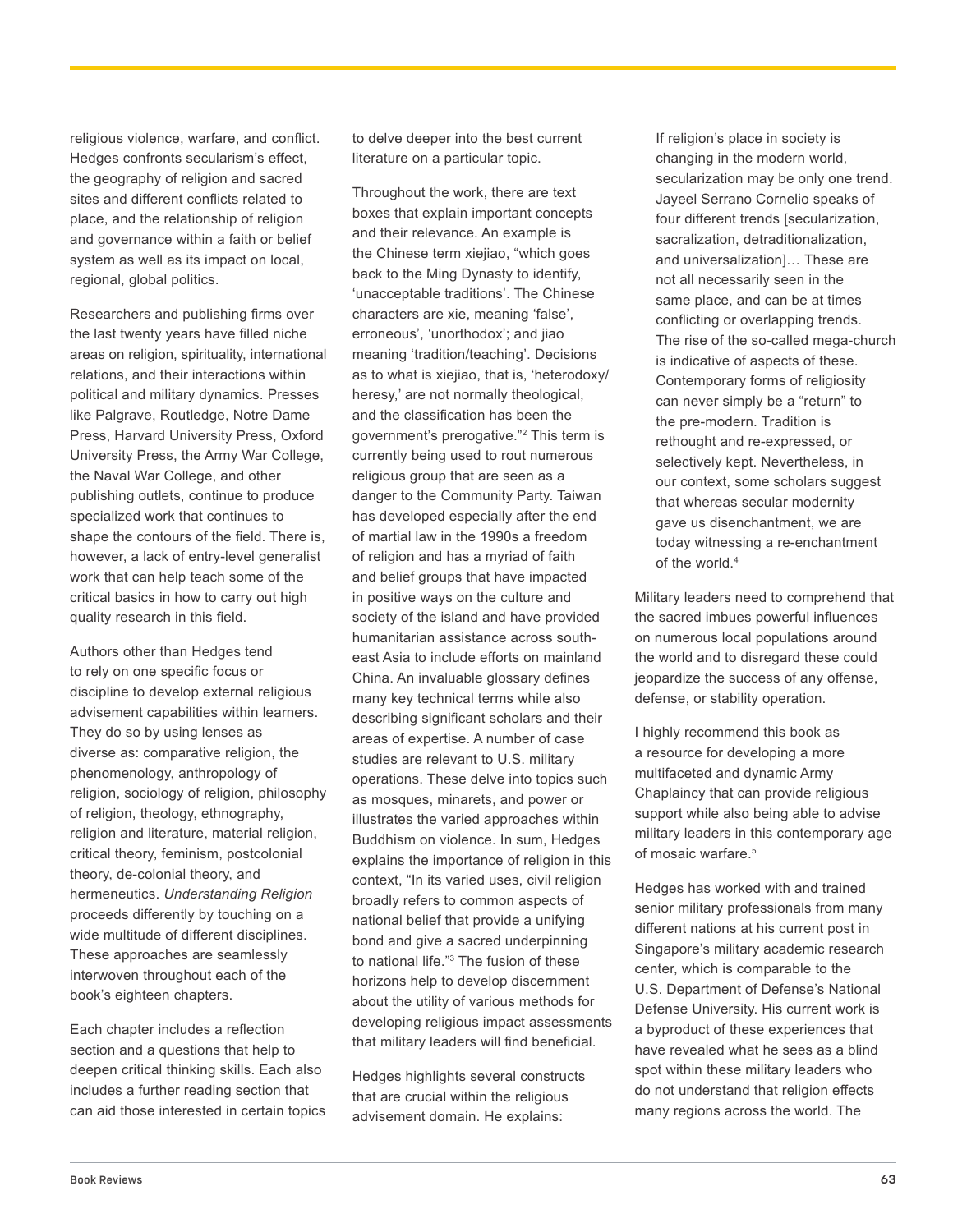religious violence, warfare, and conflict. Hedges confronts secularism's effect, the geography of religion and sacred sites and different conflicts related to place, and the relationship of religion and governance within a faith or belief system as well as its impact on local, regional, global politics.

Researchers and publishing firms over the last twenty years have filled niche areas on religion, spirituality, international relations, and their interactions within political and military dynamics. Presses like Palgrave, Routledge, Notre Dame Press, Harvard University Press, Oxford University Press, the Army War College, the Naval War College, and other publishing outlets, continue to produce specialized work that continues to shape the contours of the field. There is, however, a lack of entry-level generalist work that can help teach some of the critical basics in how to carry out high quality research in this field.

Authors other than Hedges tend to rely on one specific focus or discipline to develop external religious advisement capabilities within learners. They do so by using lenses as diverse as: comparative religion, the phenomenology, anthropology of religion, sociology of religion, philosophy of religion, theology, ethnography, religion and literature, material religion, critical theory, feminism, postcolonial theory, de-colonial theory, and hermeneutics. *Understanding Religion* proceeds differently by touching on a wide multitude of different disciplines. These approaches are seamlessly interwoven throughout each of the book's eighteen chapters.

Each chapter includes a reflection section and a questions that help to deepen critical thinking skills. Each also includes a further reading section that can aid those interested in certain topics to delve deeper into the best current literature on a particular topic.

Throughout the work, there are text boxes that explain important concepts and their relevance. An example is the Chinese term xiejiao, "which goes back to the Ming Dynasty to identify, 'unacceptable traditions'. The Chinese characters are xie, meaning 'false', erroneous', 'unorthodox'; and jiao meaning 'tradition/teaching'. Decisions as to what is xiejiao, that is, 'heterodoxy/heresy,' are not normally theological, and the classification has been the government's prerogative."[2] This term is currently being used to rout numerous religious group that are seen as a danger to the Community Party. Taiwan has developed especially after the end of martial law in the 1990s a freedom of religion and has a myriad of faith and belief groups that have impacted in positive ways on the culture and society of the island and have provided humanitarian assistance across south-east Asia to include efforts on mainland China. An invaluable glossary defines many key technical terms while also describing significant scholars and their areas of expertise. A number of case studies are relevant to U.S. military operations. These delve into topics such as mosques, minarets, and power or illustrates the varied approaches within Buddhism on violence. In sum, Hedges explains the importance of religion in this context, "In its varied uses, civil religion broadly refers to common aspects of national belief that provide a unifying bond and give a sacred underpinning to national life."[3] The fusion of these horizons help to develop discernment about the utility of various methods for developing religious impact assessments that military leaders will find beneficial.

Hedges highlights several constructs that are crucial within the religious advisement domain. He explains:

> If religion's place in society is changing in the modern world, secularization may be only one trend. Jayeel Serrano Cornelio speaks of four different trends [secularization, sacralization, detraditionalization, and universalization]… These are not all necessarily seen in the same place, and can be at times conflicting or overlapping trends. The rise of the so-called mega-church is indicative of aspects of these. Contemporary forms of religiosity can never simply be a "return" to the pre-modern. Tradition is rethought and re-expressed, or selectively kept. Nevertheless, in our context, some scholars suggest that whereas secular modernity gave us disenchantment, we are today witnessing a re-enchantment of the world.[4]

Military leaders need to comprehend that the sacred imbues powerful influences on numerous local populations around the world and to disregard these could jeopardize the success of any offense, defense, or stability operation.

I highly recommend this book as a resource for developing a more multifaceted and dynamic Army Chaplaincy that can provide religious support while also being able to advise military leaders in this contemporary age of mosaic warfare.[5]

Hedges has worked with and trained senior military professionals from many different nations at his current post in Singapore's military academic research center, which is comparable to the U.S. Department of Defense's National Defense University. His current work is a byproduct of these experiences that have revealed what he sees as a blind spot within these military leaders who do not understand that religion effects many regions across the world. The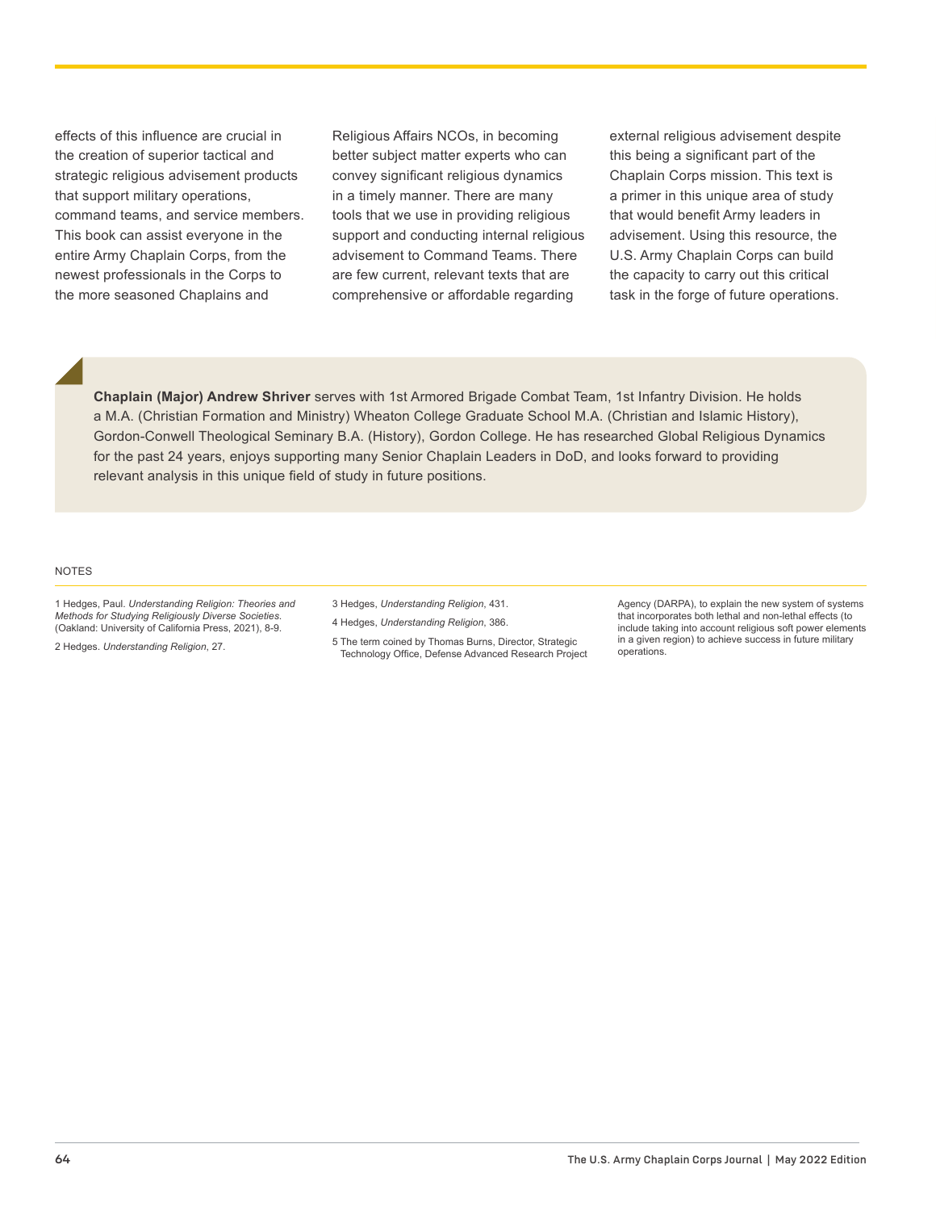effects of this influence are crucial in the creation of superior tactical and strategic religious advisement products that support military operations, command teams, and service members. This book can assist everyone in the entire Army Chaplain Corps, from the newest professionals in the Corps to the more seasoned Chaplains and Religious Affairs NCOs, in becoming better subject matter experts who can convey significant religious dynamics in a timely manner. There are many tools that we use in providing religious support and conducting internal religious advisement to Command Teams. There are few current, relevant texts that are comprehensive or affordable regarding external religious advisement despite this being a significant part of the Chaplain Corps mission. This text is a primer in this unique area of study that would benefit Army leaders in advisement. Using this resource, the U.S. Army Chaplain Corps can build the capacity to carry out this critical task in the forge of future operations.

**Chaplain (Major) Andrew Shriver** serves with 1st Armored Brigade Combat Team, 1st Infantry Division. He holds a M.A. (Christian Formation and Ministry) Wheaton College Graduate School M.A. (Christian and Islamic History), Gordon-Conwell Theological Seminary B.A. (History), Gordon College. He has researched Global Religious Dynamics for the past 24 years, enjoys supporting many Senior Chaplain Leaders in DoD, and looks forward to providing relevant analysis in this unique field of study in future positions.

NOTES

1 Hedges, Paul. *Understanding Religion: Theories and Methods for Studying Religiously Diverse Societies.* (Oakland: University of California Press, 2021), 8-9.

2 Hedges. *Understanding Religion*, 27.

3 Hedges, *Understanding Religion*, 431.

4 Hedges, *Understanding Religion*, 386.

5 The term coined by Thomas Burns, Director, Strategic Technology Office, Defense Advanced Research Project Agency (DARPA), to explain the new system of systems that incorporates both lethal and non-lethal effects (to include taking into account religious soft power elements in a given region) to achieve success in future military operations.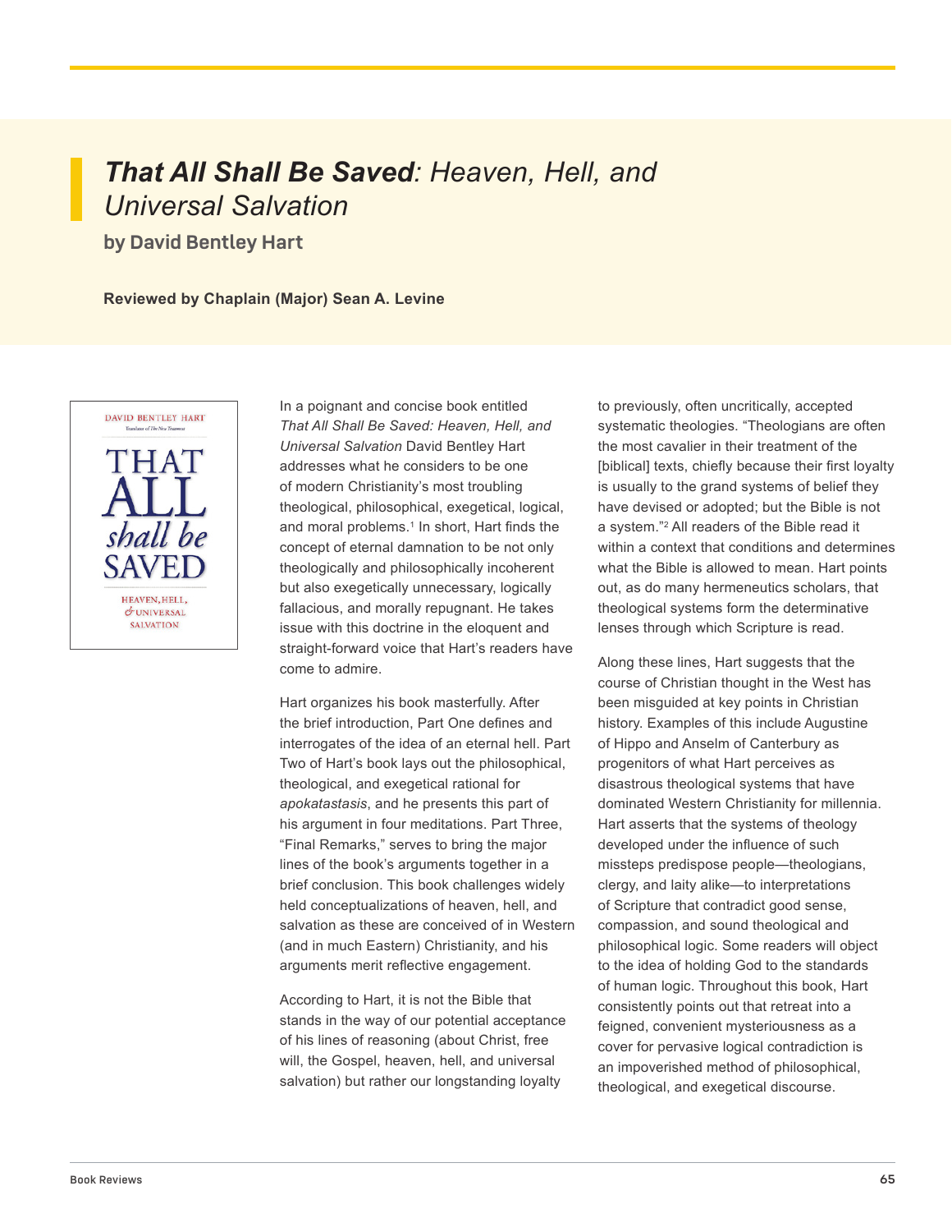# *That All Shall Be Saved*: Heaven, Hell, and Universal Salvation

**by David Bentley Hart**

**Reviewed by Chaplain (Major) Sean A. Levine**

In a poignant and concise book entitled *That All Shall Be Saved: Heaven, Hell, and Universal Salvation* David Bentley Hart addresses what he considers to be one of modern Christianity's most troubling theological, philosophical, exegetical, logical, and moral problems.[1] In short, Hart finds the concept of eternal damnation to be not only theologically and philosophically incoherent but also exegetically unnecessary, logically fallacious, and morally repugnant. He takes issue with this doctrine in the eloquent and straight-forward voice that Hart's readers have come to admire.

Hart organizes his book masterfully. After the brief introduction, Part One defines and interrogates of the idea of an eternal hell. Part Two of Hart's book lays out the philosophical, theological, and exegetical rational for *apokatastasis*, and he presents this part of his argument in four meditations. Part Three, "Final Remarks," serves to bring the major lines of the book's arguments together in a brief conclusion. This book challenges widely held conceptualizations of heaven, hell, and salvation as these are conceived of in Western (and in much Eastern) Christianity, and his arguments merit reflective engagement.

According to Hart, it is not the Bible that stands in the way of our potential acceptance of his lines of reasoning (about Christ, free will, the Gospel, heaven, hell, and universal salvation) but rather our longstanding loyalty to previously, often uncritically, accepted systematic theologies. "Theologians are often the most cavalier in their treatment of the [biblical] texts, chiefly because their first loyalty is usually to the grand systems of belief they have devised or adopted; but the Bible is not a system."[2] All readers of the Bible read it within a context that conditions and determines what the Bible is allowed to mean. Hart points out, as do many hermeneutics scholars, that theological systems form the determinative lenses through which Scripture is read.

Along these lines, Hart suggests that the course of Christian thought in the West has been misguided at key points in Christian history. Examples of this include Augustine of Hippo and Anselm of Canterbury as progenitors of what Hart perceives as disastrous theological systems that have dominated Western Christianity for millennia. Hart asserts that the systems of theology developed under the influence of such missteps predispose people—theologians, clergy, and laity alike—to interpretations of Scripture that contradict good sense, compassion, and sound theological and philosophical logic. Some readers will object to the idea of holding God to the standards of human logic. Throughout this book, Hart consistently points out that retreat into a feigned, convenient mysteriousness as a cover for pervasive logical contradiction is an impoverished method of philosophical, theological, and exegetical discourse.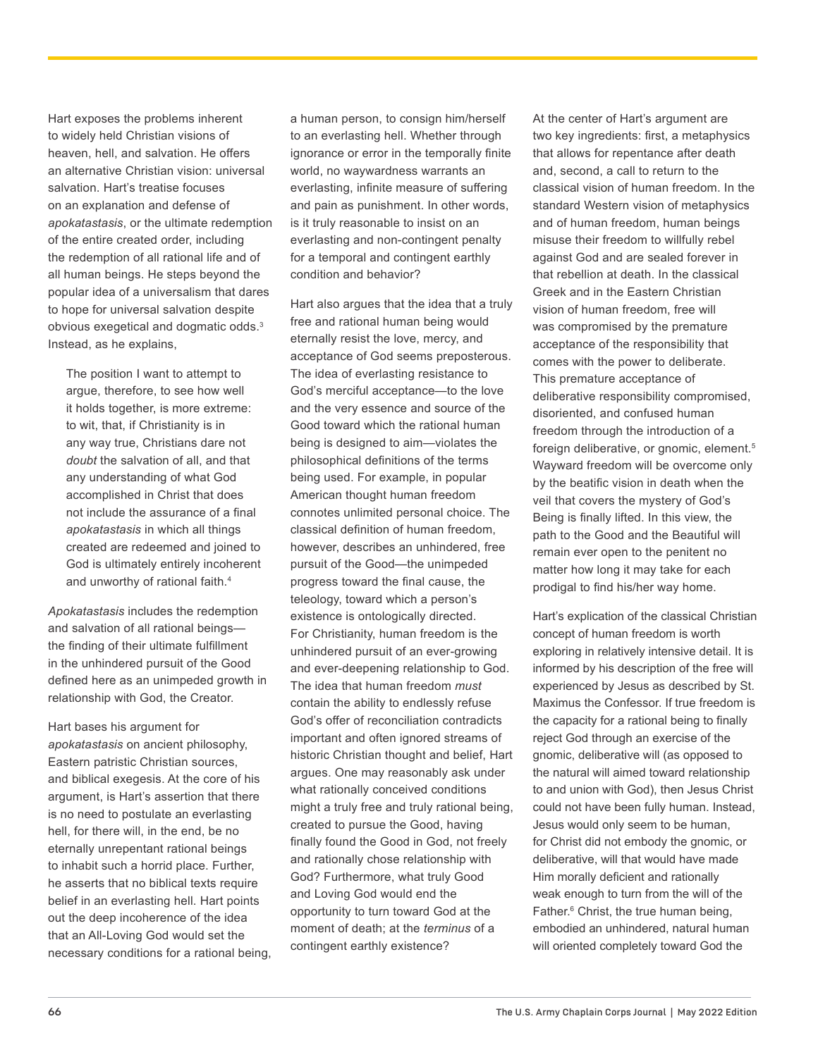Hart exposes the problems inherent to widely held Christian visions of heaven, hell, and salvation. He offers an alternative Christian vision: universal salvation. Hart's treatise focuses on an explanation and defense of *apokatastasis*, or the ultimate redemption of the entire created order, including the redemption of all rational life and of all human beings. He steps beyond the popular idea of a universalism that dares to hope for universal salvation despite obvious exegetical and dogmatic odds.[3] Instead, as he explains,

> The position I want to attempt to argue, therefore, to see how well it holds together, is more extreme: to wit, that, if Christianity is in any way true, Christians dare not *doubt* the salvation of all, and that any understanding of what God accomplished in Christ that does not include the assurance of a final *apokatastasis* in which all things created are redeemed and joined to God is ultimately entirely incoherent and unworthy of rational faith.[4]

*Apokatastasis* includes the redemption and salvation of all rational beings—the finding of their ultimate fulfillment in the unhindered pursuit of the Good defined here as an unimpeded growth in relationship with God, the Creator.

Hart bases his argument for *apokatastasis* on ancient philosophy, Eastern patristic Christian sources, and biblical exegesis. At the core of his argument, is Hart's assertion that there is no need to postulate an everlasting hell, for there will, in the end, be no eternally unrepentant rational beings to inhabit such a horrid place. Further, he asserts that no biblical texts require belief in an everlasting hell. Hart points out the deep incoherence of the idea that an All-Loving God would set the necessary conditions for a rational being, a human person, to consign him/herself to an everlasting hell. Whether through ignorance or error in the temporally finite world, no waywardness warrants an everlasting, infinite measure of suffering and pain as punishment. In other words, is it truly reasonable to insist on an everlasting and non-contingent penalty for a temporal and contingent earthly condition and behavior?

Hart also argues that the idea that a truly free and rational human being would eternally resist the love, mercy, and acceptance of God seems preposterous. The idea of everlasting resistance to God's merciful acceptance—to the love and the very essence and source of the Good toward which the rational human being is designed to aim—violates the philosophical definitions of the terms being used. For example, in popular American thought human freedom connotes unlimited personal choice. The classical definition of human freedom, however, describes an unhindered, free pursuit of the Good—the unimpeded progress toward the final cause, the teleology, toward which a person's existence is ontologically directed. For Christianity, human freedom is the unhindered pursuit of an ever-growing and ever-deepening relationship to God. The idea that human freedom *must* contain the ability to endlessly refuse God's offer of reconciliation contradicts important and often ignored streams of historic Christian thought and belief, Hart argues. One may reasonably ask under what rationally conceived conditions might a truly free and truly rational being, created to pursue the Good, having finally found the Good in God, not freely and rationally chose relationship with God? Furthermore, what truly Good and Loving God would end the opportunity to turn toward God at the moment of death; at the *terminus* of a contingent earthly existence?

At the center of Hart's argument are two key ingredients: first, a metaphysics that allows for repentance after death and, second, a call to return to the classical vision of human freedom. In the standard Western vision of metaphysics and of human freedom, human beings misuse their freedom to willfully rebel against God and are sealed forever in that rebellion at death. In the classical Greek and in the Eastern Christian vision of human freedom, free will was compromised by the premature acceptance of the responsibility that comes with the power to deliberate. This premature acceptance of deliberative responsibility compromised, disoriented, and confused human freedom through the introduction of a foreign deliberative, or gnomic, element.[5] Wayward freedom will be overcome only by the beatific vision in death when the veil that covers the mystery of God's Being is finally lifted. In this view, the path to the Good and the Beautiful will remain ever open to the penitent no matter how long it may take for each prodigal to find his/her way home.

Hart's explication of the classical Christian concept of human freedom is worth exploring in relatively intensive detail. It is informed by his description of the free will experienced by Jesus as described by St. Maximus the Confessor. If true freedom is the capacity for a rational being to finally reject God through an exercise of the gnomic, deliberative will (as opposed to the natural will aimed toward relationship to and union with God), then Jesus Christ could not have been fully human. Instead, Jesus would only seem to be human, for Christ did not embody the gnomic, or deliberative, will that would have made Him morally deficient and rationally weak enough to turn from the will of the Father.[6] Christ, the true human being, embodied an unhindered, natural human will oriented completely toward God the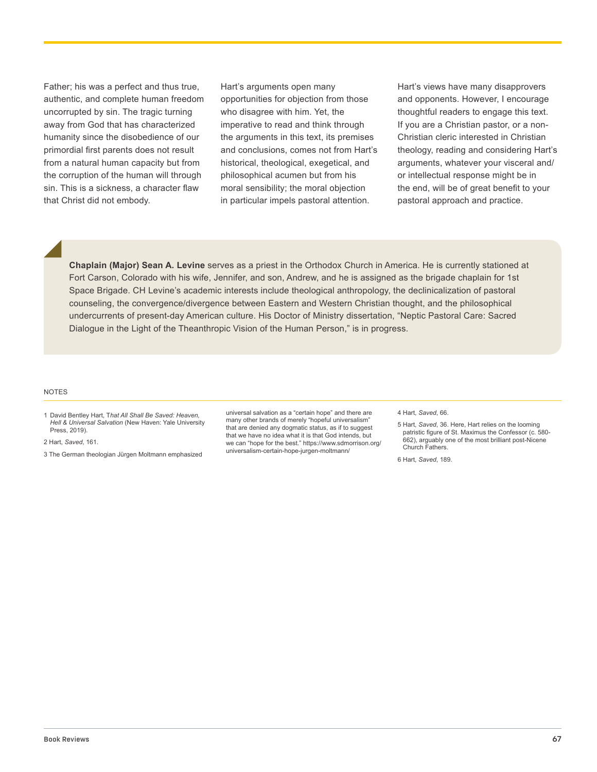Father; his was a perfect and thus true, authentic, and complete human freedom uncorrupted by sin. The tragic turning away from God that has characterized humanity since the disobedience of our primordial first parents does not result from a natural human capacity but from the corruption of the human will through sin. This is a sickness, a character flaw that Christ did not embody.

Hart's arguments open many opportunities for objection from those who disagree with him. Yet, the imperative to read and think through the arguments in this text, its premises and conclusions, comes not from Hart's historical, theological, exegetical, and philosophical acumen but from his moral sensibility; the moral objection in particular impels pastoral attention.

Hart's views have many disapprovers and opponents. However, I encourage thoughtful readers to engage this text. If you are a Christian pastor, or a non-Christian cleric interested in Christian theology, reading and considering Hart's arguments, whatever your visceral and/or intellectual response might be in the end, will be of great benefit to your pastoral approach and practice.

**Chaplain (Major) Sean A. Levine** serves as a priest in the Orthodox Church in America. He is currently stationed at Fort Carson, Colorado with his wife, Jennifer, and son, Andrew, and he is assigned as the brigade chaplain for 1st Space Brigade. CH Levine's academic interests include theological anthropology, the declinicalization of pastoral counseling, the convergence/divergence between Eastern and Western Christian thought, and the philosophical undercurrents of present-day American culture. His Doctor of Ministry dissertation, "Neptic Pastoral Care: Sacred Dialogue in the Light of the Theanthropic Vision of the Human Person," is in progress.

NOTES

1 David Bentley Hart, T*hat All Shall Be Saved: Heaven, Hell & Universal Salvation* (New Haven: Yale University Press, 2019).

2 Hart, *Saved*, 161.

3 The German theologian Jürgen Moltmann emphasized universal salvation as a "certain hope" and there are many other brands of merely "hopeful universalism" that are denied any dogmatic status, as if to suggest that we have no idea what it is that God intends, but we can "hope for the best." https://www.sdmorrison.org/universalism-certain-hope-jurgen-moltmann/

4 Hart, *Saved*, 66.

5 Hart, *Saved*, 36. Here, Hart relies on the looming patristic figure of St. Maximus the Confessor (c. 580-662), arguably one of the most brilliant post-Nicene Church Fathers.

6 Hart, *Saved*, 189.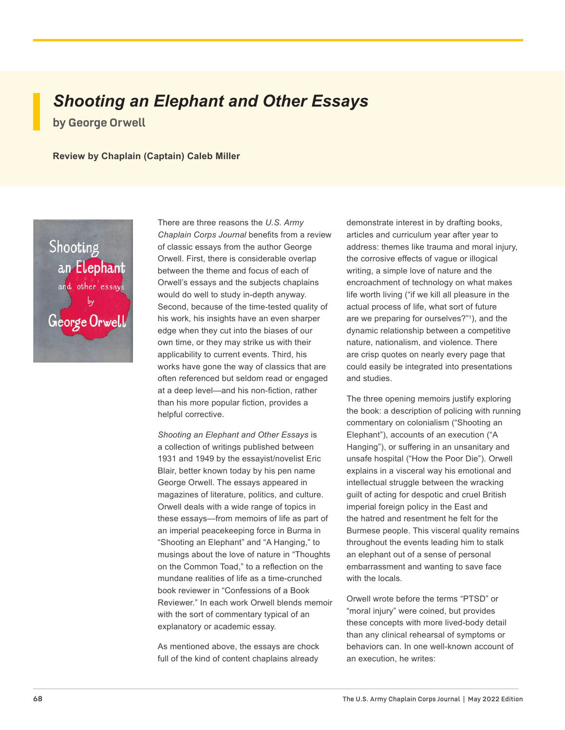# *Shooting an Elephant and Other Essays*

## by George Orwell

**Review by Chaplain (Captain) Caleb Miller**

There are three reasons the *U.S. Army Chaplain Corps Journal* benefits from a review of classic essays from the author George Orwell. First, there is considerable overlap between the theme and focus of each of Orwell's essays and the subjects chaplains would do well to study in-depth anyway. Second, because of the time-tested quality of his work, his insights have an even sharper edge when they cut into the biases of our own time, or they may strike us with their applicability to current events. Third, his works have gone the way of classics that are often referenced but seldom read or engaged at a deep level—and his non-fiction, rather than his more popular fiction, provides a helpful corrective.

*Shooting an Elephant and Other Essays* is a collection of writings published between 1931 and 1949 by the essayist/novelist Eric Blair, better known today by his pen name George Orwell. The essays appeared in magazines of literature, politics, and culture. Orwell deals with a wide range of topics in these essays—from memoirs of life as part of an imperial peacekeeping force in Burma in "Shooting an Elephant" and "A Hanging," to musings about the love of nature in "Thoughts on the Common Toad," to a reflection on the mundane realities of life as a time-crunched book reviewer in "Confessions of a Book Reviewer." In each work Orwell blends memoir with the sort of commentary typical of an explanatory or academic essay.

As mentioned above, the essays are chock full of the kind of content chaplains already demonstrate interest in by drafting books, articles and curriculum year after year to address: themes like trauma and moral injury, the corrosive effects of vague or illogical writing, a simple love of nature and the encroachment of technology on what makes life worth living ("if we kill all pleasure in the actual process of life, what sort of future are we preparing for ourselves?"[1]), and the dynamic relationship between a competitive nature, nationalism, and violence. There are crisp quotes on nearly every page that could easily be integrated into presentations and studies.

The three opening memoirs justify exploring the book: a description of policing with running commentary on colonialism ("Shooting an Elephant"), accounts of an execution ("A Hanging"), or suffering in an unsanitary and unsafe hospital ("How the Poor Die"). Orwell explains in a visceral way his emotional and intellectual struggle between the wracking guilt of acting for despotic and cruel British imperial foreign policy in the East and the hatred and resentment he felt for the Burmese people. This visceral quality remains throughout the events leading him to stalk an elephant out of a sense of personal embarrassment and wanting to save face with the locals.

Orwell wrote before the terms "PTSD" or "moral injury" were coined, but provides these concepts with more lived-body detail than any clinical rehearsal of symptoms or behaviors can. In one well-known account of an execution, he writes: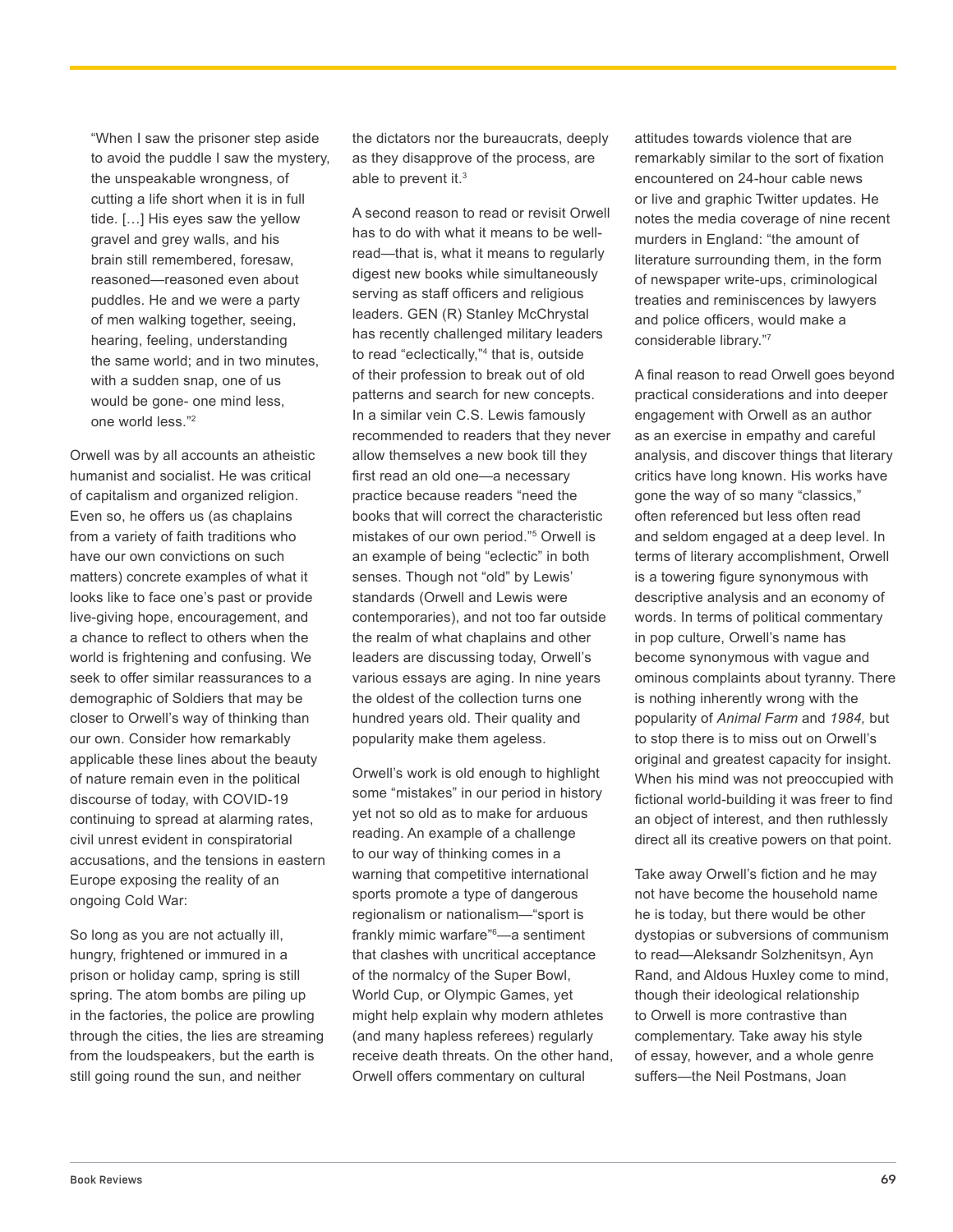"When I saw the prisoner step aside to avoid the puddle I saw the mystery, the unspeakable wrongness, of cutting a life short when it is in full tide. […] His eyes saw the yellow gravel and grey walls, and his brain still remembered, foresaw, reasoned—reasoned even about puddles. He and we were a party of men walking together, seeing, hearing, feeling, understanding the same world; and in two minutes, with a sudden snap, one of us would be gone- one mind less, one world less."[2]

Orwell was by all accounts an atheistic humanist and socialist. He was critical of capitalism and organized religion. Even so, he offers us (as chaplains from a variety of faith traditions who have our own convictions on such matters) concrete examples of what it looks like to face one's past or provide live-giving hope, encouragement, and a chance to reflect to others when the world is frightening and confusing. We seek to offer similar reassurances to a demographic of Soldiers that may be closer to Orwell's way of thinking than our own. Consider how remarkably applicable these lines about the beauty of nature remain even in the political discourse of today, with COVID-19 continuing to spread at alarming rates, civil unrest evident in conspiratorial accusations, and the tensions in eastern Europe exposing the reality of an ongoing Cold War:

> So long as you are not actually ill, hungry, frightened or immured in a prison or holiday camp, spring is still spring. The atom bombs are piling up in the factories, the police are prowling through the cities, the lies are streaming from the loudspeakers, but the earth is still going round the sun, and neither the dictators nor the bureaucrats, deeply as they disapprove of the process, are able to prevent it.[3]

A second reason to read or revisit Orwell has to do with what it means to be well-read—that is, what it means to regularly digest new books while simultaneously serving as staff officers and religious leaders. GEN (R) Stanley McChrystal has recently challenged military leaders to read "eclectically,"[4] that is, outside of their profession to break out of old patterns and search for new concepts. In a similar vein C.S. Lewis famously recommended to readers that they never allow themselves a new book till they first read an old one—a necessary practice because readers "need the books that will correct the characteristic mistakes of our own period."[5] Orwell is an example of being "eclectic" in both senses. Though not "old" by Lewis' standards (Orwell and Lewis were contemporaries), and not too far outside the realm of what chaplains and other leaders are discussing today, Orwell's various essays are aging. In nine years the oldest of the collection turns one hundred years old. Their quality and popularity make them ageless.

Orwell's work is old enough to highlight some "mistakes" in our period in history yet not so old as to make for arduous reading. An example of a challenge to our way of thinking comes in a warning that competitive international sports promote a type of dangerous regionalism or nationalism—"sport is frankly mimic warfare"[6]—a sentiment that clashes with uncritical acceptance of the normalcy of the Super Bowl, World Cup, or Olympic Games, yet might help explain why modern athletes (and many hapless referees) regularly receive death threats. On the other hand, Orwell offers commentary on cultural attitudes towards violence that are remarkably similar to the sort of fixation encountered on 24-hour cable news or live and graphic Twitter updates. He notes the media coverage of nine recent murders in England: "the amount of literature surrounding them, in the form of newspaper write-ups, criminological treaties and reminiscences by lawyers and police officers, would make a considerable library."[7]

A final reason to read Orwell goes beyond practical considerations and into deeper engagement with Orwell as an author as an exercise in empathy and careful analysis, and discover things that literary critics have long known. His works have gone the way of so many "classics," often referenced but less often read and seldom engaged at a deep level. In terms of literary accomplishment, Orwell is a towering figure synonymous with descriptive analysis and an economy of words. In terms of political commentary in pop culture, Orwell's name has become synonymous with vague and ominous complaints about tyranny. There is nothing inherently wrong with the popularity of *Animal Farm* and *1984,* but to stop there is to miss out on Orwell's original and greatest capacity for insight. When his mind was not preoccupied with fictional world-building it was freer to find an object of interest, and then ruthlessly direct all its creative powers on that point.

Take away Orwell's fiction and he may not have become the household name he is today, but there would be other dystopias or subversions of communism to read—Aleksandr Solzhenitsyn, Ayn Rand, and Aldous Huxley come to mind, though their ideological relationship to Orwell is more contrastive than complementary. Take away his style of essay, however, and a whole genre suffers—the Neil Postmans, Joan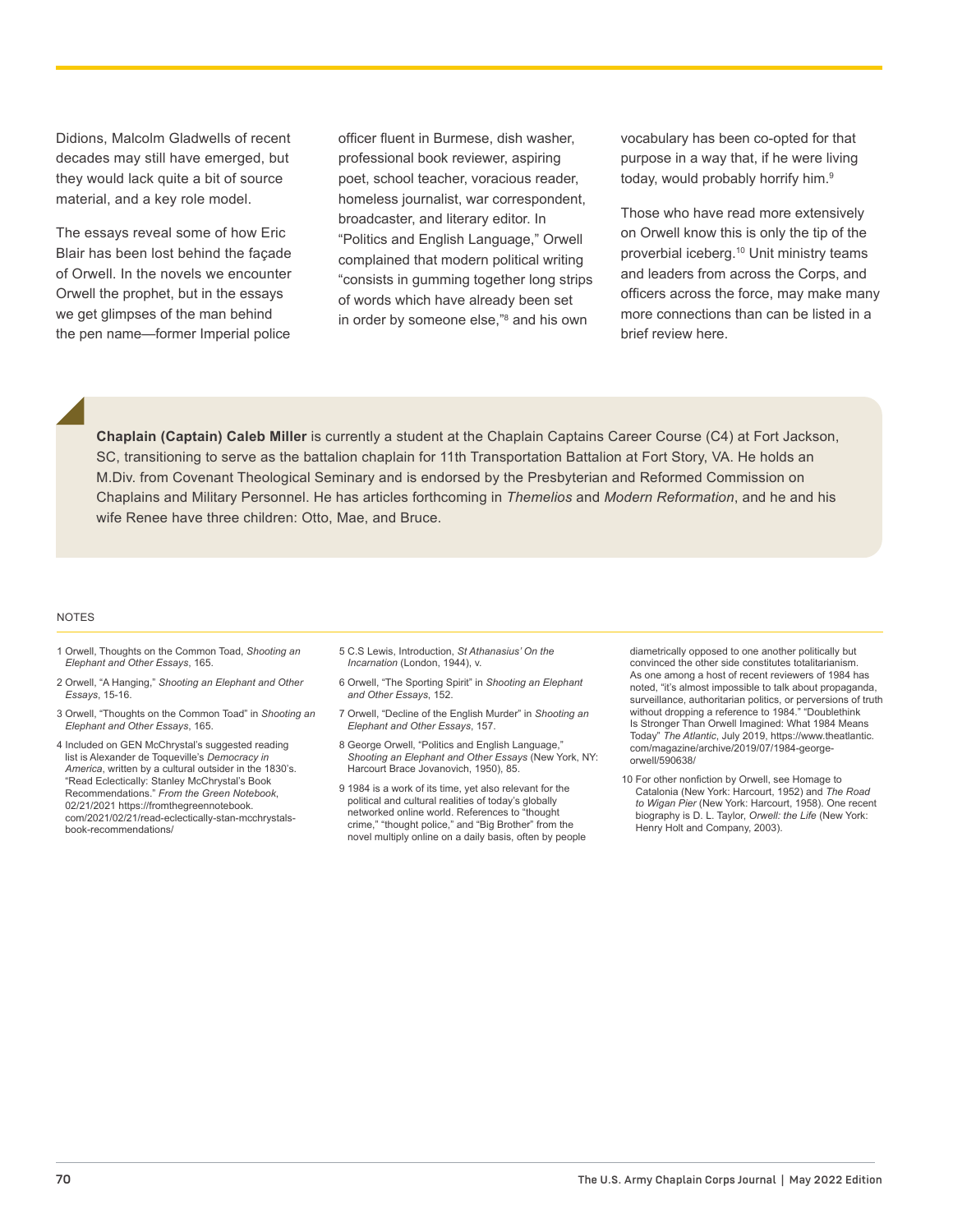Didions, Malcolm Gladwells of recent decades may still have emerged, but they would lack quite a bit of source material, and a key role model.

The essays reveal some of how Eric Blair has been lost behind the façade of Orwell. In the novels we encounter Orwell the prophet, but in the essays we get glimpses of the man behind the pen name—former Imperial police officer fluent in Burmese, dish washer, professional book reviewer, aspiring poet, school teacher, voracious reader, homeless journalist, war correspondent, broadcaster, and literary editor. In "Politics and English Language," Orwell complained that modern political writing "consists in gumming together long strips of words which have already been set in order by someone else,"[8] and his own vocabulary has been co-opted for that purpose in a way that, if he were living today, would probably horrify him.[9]

Those who have read more extensively on Orwell know this is only the tip of the proverbial iceberg.[10] Unit ministry teams and leaders from across the Corps, and officers across the force, may make many more connections than can be listed in a brief review here.

**Chaplain (Captain) Caleb Miller** is currently a student at the Chaplain Captains Career Course (C4) at Fort Jackson, SC, transitioning to serve as the battalion chaplain for 11th Transportation Battalion at Fort Story, VA. He holds an M.Div. from Covenant Theological Seminary and is endorsed by the Presbyterian and Reformed Commission on Chaplains and Military Personnel. He has articles forthcoming in *Themelios* and *Modern Reformation*, and he and his wife Renee have three children: Otto, Mae, and Bruce.

NOTES

1 Orwell, Thoughts on the Common Toad, *Shooting an Elephant and Other Essays*, 165.

2 Orwell, "A Hanging," *Shooting an Elephant and Other Essays*, 15-16.

3 Orwell, "Thoughts on the Common Toad" in *Shooting an Elephant and Other Essays*, 165.

4 Included on GEN McChrystal's suggested reading list is Alexander de Toqueville's *Democracy in America*, written by a cultural outsider in the 1830's. "Read Eclectically: Stanley McChrystal's Book Recommendations." *From the Green Notebook*, 02/21/2021 https://fromthegreennotebook.com/2021/02/21/read-eclectically-stan-mcchrystals-book-recommendations/

5 C.S Lewis, Introduction, *St Athanasius' On the Incarnation* (London, 1944), v.

6 Orwell, "The Sporting Spirit" in *Shooting an Elephant and Other Essays*, 152.

7 Orwell, "Decline of the English Murder" in *Shooting an Elephant and Other Essays*, 157.

8 George Orwell, "Politics and English Language," *Shooting an Elephant and Other Essays* (New York, NY: Harcourt Brace Jovanovich, 1950), 85.

9 1984 is a work of its time, yet also relevant for the political and cultural realities of today's globally networked online world. References to "thought crime," "thought police," and "Big Brother" from the novel multiply online on a daily basis, often by people diametrically opposed to one another politically but convinced the other side constitutes totalitarianism. As one among a host of recent reviewers of 1984 has noted, "it's almost impossible to talk about propaganda, surveillance, authoritarian politics, or perversions of truth without dropping a reference to 1984." "Doublethink Is Stronger Than Orwell Imagined: What 1984 Means Today" *The Atlantic*, July 2019, https://www.theatlantic.com/magazine/archive/2019/07/1984-george-orwell/590638/

10 For other nonfiction by Orwell, see Homage to Catalonia (New York: Harcourt, 1952) and *The Road to Wigan Pier* (New York: Harcourt, 1958). One recent biography is D. L. Taylor, *Orwell: the Life* (New York: Henry Holt and Company, 2003).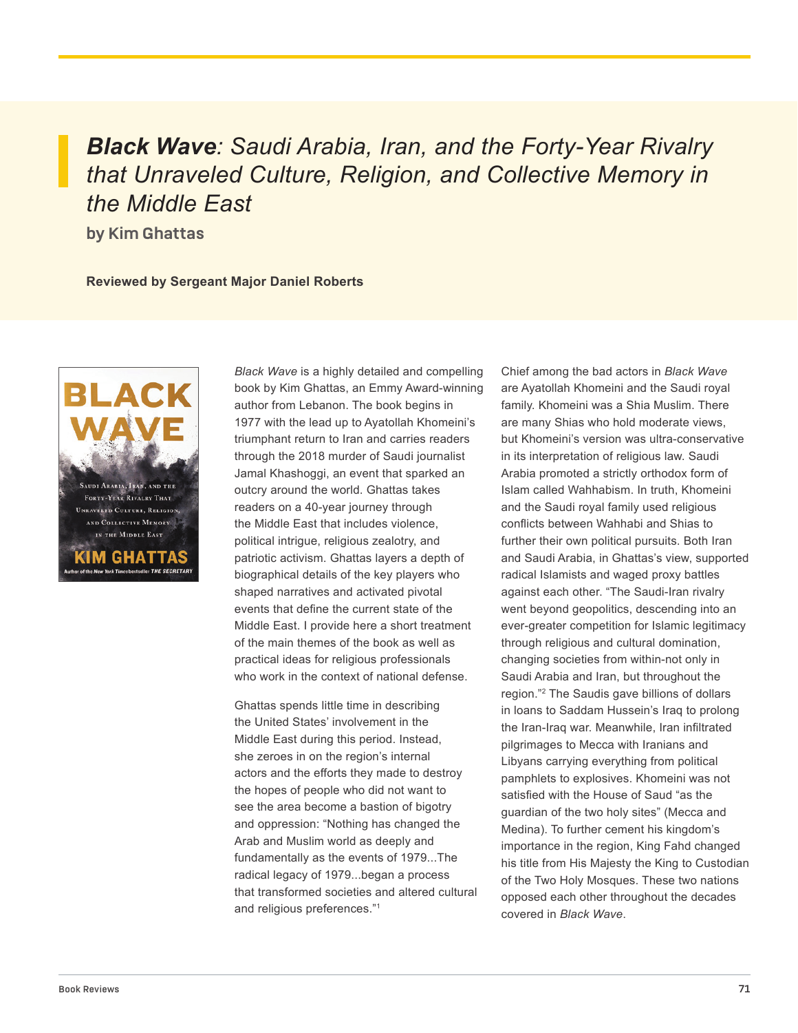# *Black Wave*: Saudi Arabia, Iran, and the Forty-Year Rivalry that Unraveled Culture, Religion, and Collective Memory in the Middle East

**by Kim Ghattas**

**Reviewed by Sergeant Major Daniel Roberts**

*Black Wave* is a highly detailed and compelling book by Kim Ghattas, an Emmy Award-winning author from Lebanon. The book begins in 1977 with the lead up to Ayatollah Khomeini's triumphant return to Iran and carries readers through the 2018 murder of Saudi journalist Jamal Khashoggi, an event that sparked an outcry around the world. Ghattas takes readers on a 40-year journey through the Middle East that includes violence, political intrigue, religious zealotry, and patriotic activism. Ghattas layers a depth of biographical details of the key players who shaped narratives and activated pivotal events that define the current state of the Middle East. I provide here a short treatment of the main themes of the book as well as practical ideas for religious professionals who work in the context of national defense.

Ghattas spends little time in describing the United States' involvement in the Middle East during this period. Instead, she zeroes in on the region's internal actors and the efforts they made to destroy the hopes of people who did not want to see the area become a bastion of bigotry and oppression: "Nothing has changed the Arab and Muslim world as deeply and fundamentally as the events of 1979...The radical legacy of 1979...began a process that transformed societies and altered cultural and religious preferences."[1]

Chief among the bad actors in *Black Wave* are Ayatollah Khomeini and the Saudi royal family. Khomeini was a Shia Muslim. There are many Shias who hold moderate views, but Khomeini's version was ultra-conservative in its interpretation of religious law. Saudi Arabia promoted a strictly orthodox form of Islam called Wahhabism. In truth, Khomeini and the Saudi royal family used religious conflicts between Wahhabi and Shias to further their own political pursuits. Both Iran and Saudi Arabia, in Ghattas's view, supported radical Islamists and waged proxy battles against each other. "The Saudi-Iran rivalry went beyond geopolitics, descending into an ever-greater competition for Islamic legitimacy through religious and cultural domination, changing societies from within-not only in Saudi Arabia and Iran, but throughout the region."[2] The Saudis gave billions of dollars in loans to Saddam Hussein's Iraq to prolong the Iran-Iraq war. Meanwhile, Iran infiltrated pilgrimages to Mecca with Iranians and Libyans carrying everything from political pamphlets to explosives. Khomeini was not satisfied with the House of Saud "as the guardian of the two holy sites" (Mecca and Medina). To further cement his kingdom's importance in the region, King Fahd changed his title from His Majesty the King to Custodian of the Two Holy Mosques. These two nations opposed each other throughout the decades covered in *Black Wave*.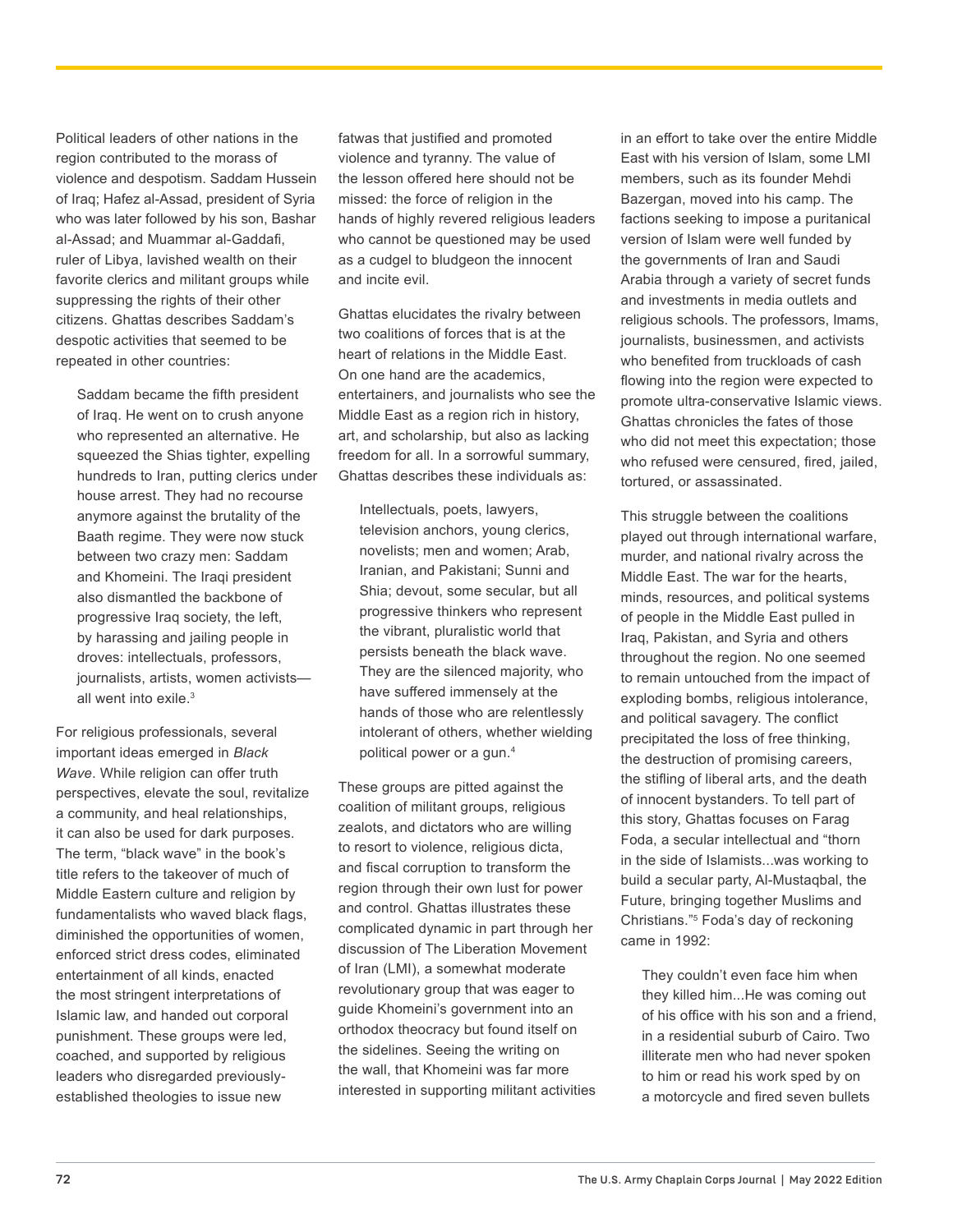Political leaders of other nations in the region contributed to the morass of violence and despotism. Saddam Hussein of Iraq; Hafez al-Assad, president of Syria who was later followed by his son, Bashar al-Assad; and Muammar al-Gaddafi, ruler of Libya, lavished wealth on their favorite clerics and militant groups while suppressing the rights of their other citizens. Ghattas describes Saddam's despotic activities that seemed to be repeated in other countries:

> Saddam became the fifth president of Iraq. He went on to crush anyone who represented an alternative. He squeezed the Shias tighter, expelling hundreds to Iran, putting clerics under house arrest. They had no recourse anymore against the brutality of the Baath regime. They were now stuck between two crazy men: Saddam and Khomeini. The Iraqi president also dismantled the backbone of progressive Iraq society, the left, by harassing and jailing people in droves: intellectuals, professors, journalists, artists, women activists—all went into exile.[3]

For religious professionals, several important ideas emerged in *Black Wave*. While religion can offer truth perspectives, elevate the soul, revitalize a community, and heal relationships, it can also be used for dark purposes. The term, "black wave" in the book's title refers to the takeover of much of Middle Eastern culture and religion by fundamentalists who waved black flags, diminished the opportunities of women, enforced strict dress codes, eliminated entertainment of all kinds, enacted the most stringent interpretations of Islamic law, and handed out corporal punishment. These groups were led, coached, and supported by religious leaders who disregarded previously-established theologies to issue new fatwas that justified and promoted violence and tyranny. The value of the lesson offered here should not be missed: the force of religion in the hands of highly revered religious leaders who cannot be questioned may be used as a cudgel to bludgeon the innocent and incite evil.

Ghattas elucidates the rivalry between two coalitions of forces that is at the heart of relations in the Middle East. On one hand are the academics, entertainers, and journalists who see the Middle East as a region rich in history, art, and scholarship, but also as lacking freedom for all. In a sorrowful summary, Ghattas describes these individuals as:

> Intellectuals, poets, lawyers, television anchors, young clerics, novelists; men and women; Arab, Iranian, and Pakistani; Sunni and Shia; devout, some secular, but all progressive thinkers who represent the vibrant, pluralistic world that persists beneath the black wave. They are the silenced majority, who have suffered immensely at the hands of those who are relentlessly intolerant of others, whether wielding political power or a gun.[4]

These groups are pitted against the coalition of militant groups, religious zealots, and dictators who are willing to resort to violence, religious dicta, and fiscal corruption to transform the region through their own lust for power and control. Ghattas illustrates these complicated dynamic in part through her discussion of The Liberation Movement of Iran (LMI), a somewhat moderate revolutionary group that was eager to guide Khomeini's government into an orthodox theocracy but found itself on the sidelines. Seeing the writing on the wall, that Khomeini was far more interested in supporting militant activities in an effort to take over the entire Middle East with his version of Islam, some LMI members, such as its founder Mehdi Bazergan, moved into his camp. The factions seeking to impose a puritanical version of Islam were well funded by the governments of Iran and Saudi Arabia through a variety of secret funds and investments in media outlets and religious schools. The professors, Imams, journalists, businessmen, and activists who benefited from truckloads of cash flowing into the region were expected to promote ultra-conservative Islamic views. Ghattas chronicles the fates of those who did not meet this expectation; those who refused were censured, fired, jailed, tortured, or assassinated.

This struggle between the coalitions played out through international warfare, murder, and national rivalry across the Middle East. The war for the hearts, minds, resources, and political systems of people in the Middle East pulled in Iraq, Pakistan, and Syria and others throughout the region. No one seemed to remain untouched from the impact of exploding bombs, religious intolerance, and political savagery. The conflict precipitated the loss of free thinking, the destruction of promising careers, the stifling of liberal arts, and the death of innocent bystanders. To tell part of this story, Ghattas focuses on Farag Foda, a secular intellectual and "thorn in the side of Islamists...was working to build a secular party, Al-Mustaqbal, the Future, bringing together Muslims and Christians."[5] Foda's day of reckoning came in 1992:

> They couldn't even face him when they killed him...He was coming out of his office with his son and a friend, in a residential suburb of Cairo. Two illiterate men who had never spoken to him or read his work sped by on a motorcycle and fired seven bullets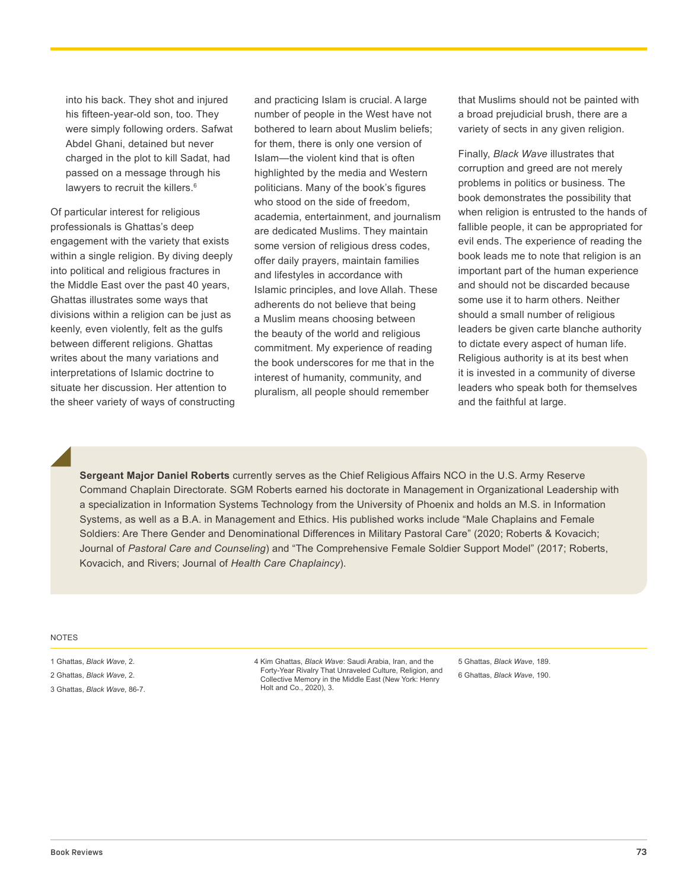into his back. They shot and injured his fifteen-year-old son, too. They were simply following orders. Safwat Abdel Ghani, detained but never charged in the plot to kill Sadat, had passed on a message through his lawyers to recruit the killers.[6]

Of particular interest for religious professionals is Ghattas's deep engagement with the variety that exists within a single religion. By diving deeply into political and religious fractures in the Middle East over the past 40 years, Ghattas illustrates some ways that divisions within a religion can be just as keenly, even violently, felt as the gulfs between different religions. Ghattas writes about the many variations and interpretations of Islamic doctrine to situate her discussion. Her attention to the sheer variety of ways of constructing and practicing Islam is crucial. A large number of people in the West have not bothered to learn about Muslim beliefs; for them, there is only one version of Islam—the violent kind that is often highlighted by the media and Western politicians. Many of the book's figures who stood on the side of freedom, academia, entertainment, and journalism are dedicated Muslims. They maintain some version of religious dress codes, offer daily prayers, maintain families and lifestyles in accordance with Islamic principles, and love Allah. These adherents do not believe that being a Muslim means choosing between the beauty of the world and religious commitment. My experience of reading the book underscores for me that in the interest of humanity, community, and pluralism, all people should remember that Muslims should not be painted with a broad prejudicial brush, there are a variety of sects in any given religion.

Finally, *Black Wave* illustrates that corruption and greed are not merely problems in politics or business. The book demonstrates the possibility that when religion is entrusted to the hands of fallible people, it can be appropriated for evil ends. The experience of reading the book leads me to note that religion is an important part of the human experience and should not be discarded because some use it to harm others. Neither should a small number of religious leaders be given carte blanche authority to dictate every aspect of human life. Religious authority is at its best when it is invested in a community of diverse leaders who speak both for themselves and the faithful at large.

**Sergeant Major Daniel Roberts** currently serves as the Chief Religious Affairs NCO in the U.S. Army Reserve Command Chaplain Directorate. SGM Roberts earned his doctorate in Management in Organizational Leadership with a specialization in Information Systems Technology from the University of Phoenix and holds an M.S. in Information Systems, as well as a B.A. in Management and Ethics. His published works include "Male Chaplains and Female Soldiers: Are There Gender and Denominational Differences in Military Pastoral Care" (2020; Roberts & Kovacich; Journal of *Pastoral Care and Counseling*) and "The Comprehensive Female Soldier Support Model" (2017; Roberts, Kovacich, and Rivers; Journal of *Health Care Chaplaincy*).

NOTES

1 Ghattas, *Black Wave*, 2.

2 Ghattas, *Black Wave*, 2.

3 Ghattas, *Black Wave*, 86-7.

4 Kim Ghattas, *Black Wave*: Saudi Arabia, Iran, and the Forty-Year Rivalry That Unraveled Culture, Religion, and Collective Memory in the Middle East (New York: Henry Holt and Co., 2020), 3.

5 Ghattas, *Black Wave*, 189.

6 Ghattas, *Black Wave*, 190.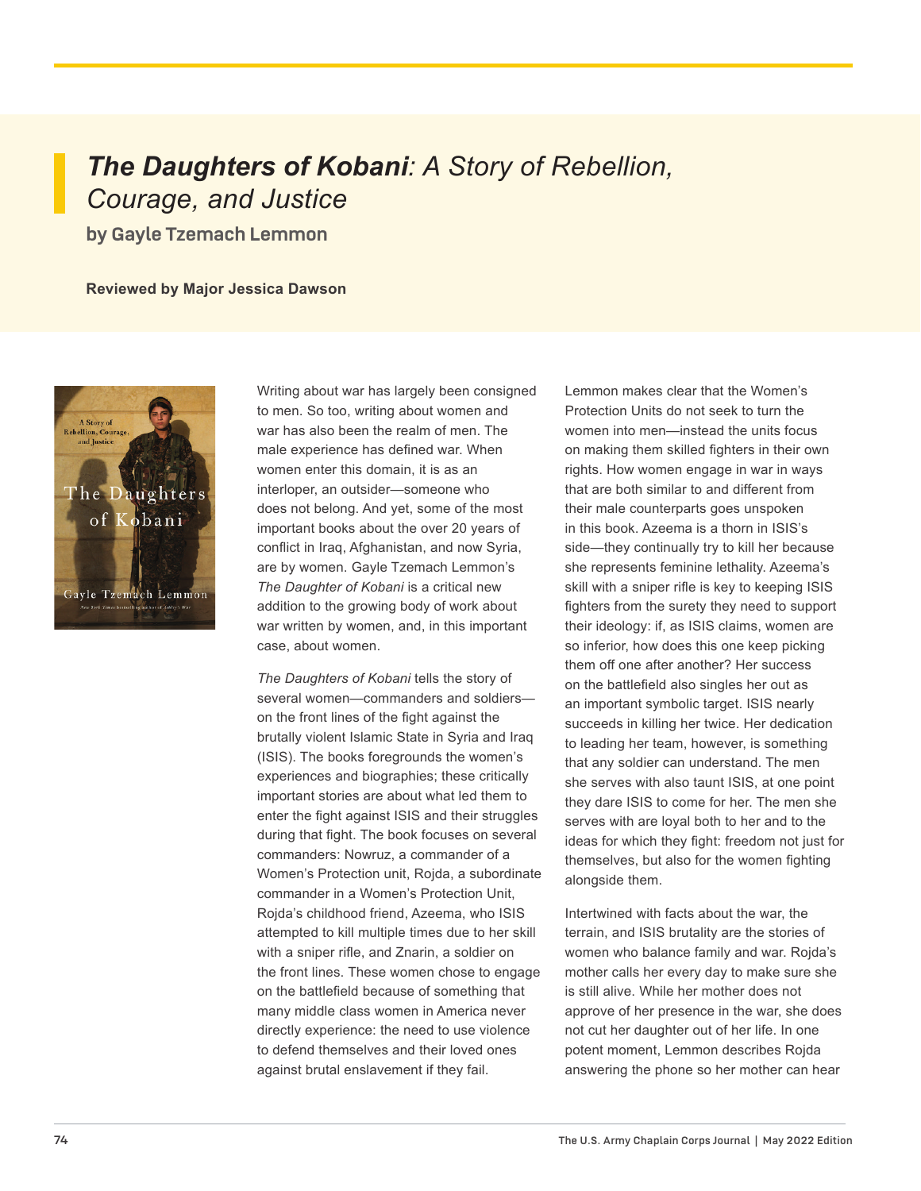# ***The Daughters of Kobani**: A Story of Rebellion, Courage, and Justice*

### by Gayle Tzemach Lemmon

**Reviewed by Major Jessica Dawson**

Writing about war has largely been consigned to men. So too, writing about women and war has also been the realm of men. The male experience has defined war. When women enter this domain, it is as an interloper, an outsider—someone who does not belong. And yet, some of the most important books about the over 20 years of conflict in Iraq, Afghanistan, and now Syria, are by women. Gayle Tzemach Lemmon's *The Daughter of Kobani* is a critical new addition to the growing body of work about war written by women, and, in this important case, about women.

*The Daughters of Kobani* tells the story of several women—commanders and soldiers—on the front lines of the fight against the brutally violent Islamic State in Syria and Iraq (ISIS). The books foregrounds the women's experiences and biographies; these critically important stories are about what led them to enter the fight against ISIS and their struggles during that fight. The book focuses on several commanders: Nowruz, a commander of a Women's Protection unit, Rojda, a subordinate commander in a Women's Protection Unit, Rojda's childhood friend, Azeema, who ISIS attempted to kill multiple times due to her skill with a sniper rifle, and Znarin, a soldier on the front lines. These women chose to engage on the battlefield because of something that many middle class women in America never directly experience: the need to use violence to defend themselves and their loved ones against brutal enslavement if they fail.

Lemmon makes clear that the Women's Protection Units do not seek to turn the women into men—instead the units focus on making them skilled fighters in their own rights. How women engage in war in ways that are both similar to and different from their male counterparts goes unspoken in this book. Azeema is a thorn in ISIS's side—they continually try to kill her because she represents feminine lethality. Azeema's skill with a sniper rifle is key to keeping ISIS fighters from the surety they need to support their ideology: if, as ISIS claims, women are so inferior, how does this one keep picking them off one after another? Her success on the battlefield also singles her out as an important symbolic target. ISIS nearly succeeds in killing her twice. Her dedication to leading her team, however, is something that any soldier can understand. The men she serves with also taunt ISIS, at one point they dare ISIS to come for her. The men she serves with are loyal both to her and to the ideas for which they fight: freedom not just for themselves, but also for the women fighting alongside them.

Intertwined with facts about the war, the terrain, and ISIS brutality are the stories of women who balance family and war. Rojda's mother calls her every day to make sure she is still alive. While her mother does not approve of her presence in the war, she does not cut her daughter out of her life. In one potent moment, Lemmon describes Rojda answering the phone so her mother can hear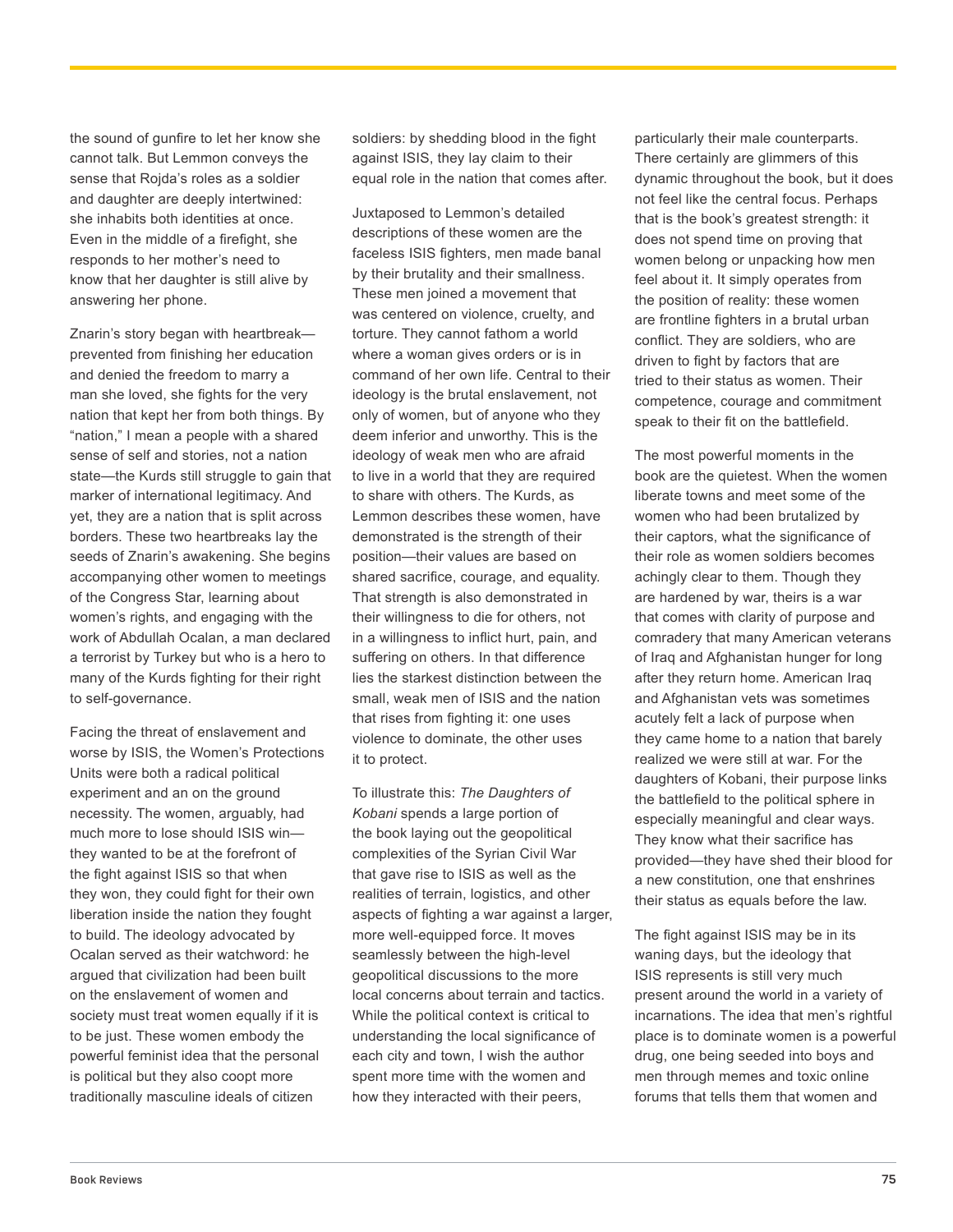the sound of gunfire to let her know she cannot talk. But Lemmon conveys the sense that Rojda's roles as a soldier and daughter are deeply intertwined: she inhabits both identities at once. Even in the middle of a firefight, she responds to her mother's need to know that her daughter is still alive by answering her phone.

Znarin's story began with heartbreak—prevented from finishing her education and denied the freedom to marry a man she loved, she fights for the very nation that kept her from both things. By "nation," I mean a people with a shared sense of self and stories, not a nation state—the Kurds still struggle to gain that marker of international legitimacy. And yet, they are a nation that is split across borders. These two heartbreaks lay the seeds of Znarin's awakening. She begins accompanying other women to meetings of the Congress Star, learning about women's rights, and engaging with the work of Abdullah Ocalan, a man declared a terrorist by Turkey but who is a hero to many of the Kurds fighting for their right to self-governance.

Facing the threat of enslavement and worse by ISIS, the Women's Protections Units were both a radical political experiment and an on the ground necessity. The women, arguably, had much more to lose should ISIS win—they wanted to be at the forefront of the fight against ISIS so that when they won, they could fight for their own liberation inside the nation they fought to build. The ideology advocated by Ocalan served as their watchword: he argued that civilization had been built on the enslavement of women and society must treat women equally if it is to be just. These women embody the powerful feminist idea that the personal is political but they also coopt more traditionally masculine ideals of citizen soldiers: by shedding blood in the fight against ISIS, they lay claim to their equal role in the nation that comes after.

Juxtaposed to Lemmon's detailed descriptions of these women are the faceless ISIS fighters, men made banal by their brutality and their smallness. These men joined a movement that was centered on violence, cruelty, and torture. They cannot fathom a world where a woman gives orders or is in command of her own life. Central to their ideology is the brutal enslavement, not only of women, but of anyone who they deem inferior and unworthy. This is the ideology of weak men who are afraid to live in a world that they are required to share with others. The Kurds, as Lemmon describes these women, have demonstrated is the strength of their position—their values are based on shared sacrifice, courage, and equality. That strength is also demonstrated in their willingness to die for others, not in a willingness to inflict hurt, pain, and suffering on others. In that difference lies the starkest distinction between the small, weak men of ISIS and the nation that rises from fighting it: one uses violence to dominate, the other uses it to protect.

To illustrate this: *The Daughters of Kobani* spends a large portion of the book laying out the geopolitical complexities of the Syrian Civil War that gave rise to ISIS as well as the realities of terrain, logistics, and other aspects of fighting a war against a larger, more well-equipped force. It moves seamlessly between the high-level geopolitical discussions to the more local concerns about terrain and tactics. While the political context is critical to understanding the local significance of each city and town, I wish the author spent more time with the women and how they interacted with their peers, particularly their male counterparts. There certainly are glimmers of this dynamic throughout the book, but it does not feel like the central focus. Perhaps that is the book's greatest strength: it does not spend time on proving that women belong or unpacking how men feel about it. It simply operates from the position of reality: these women are frontline fighters in a brutal urban conflict. They are soldiers, who are driven to fight by factors that are tried to their status as women. Their competence, courage and commitment speak to their fit on the battlefield.

The most powerful moments in the book are the quietest. When the women liberate towns and meet some of the women who had been brutalized by their captors, what the significance of their role as women soldiers becomes achingly clear to them. Though they are hardened by war, theirs is a war that comes with clarity of purpose and comradery that many American veterans of Iraq and Afghanistan hunger for long after they return home. American Iraq and Afghanistan vets was sometimes acutely felt a lack of purpose when they came home to a nation that barely realized we were still at war. For the daughters of Kobani, their purpose links the battlefield to the political sphere in especially meaningful and clear ways. They know what their sacrifice has provided—they have shed their blood for a new constitution, one that enshrines their status as equals before the law.

The fight against ISIS may be in its waning days, but the ideology that ISIS represents is still very much present around the world in a variety of incarnations. The idea that men's rightful place is to dominate women is a powerful drug, one being seeded into boys and men through memes and toxic online forums that tells them that women and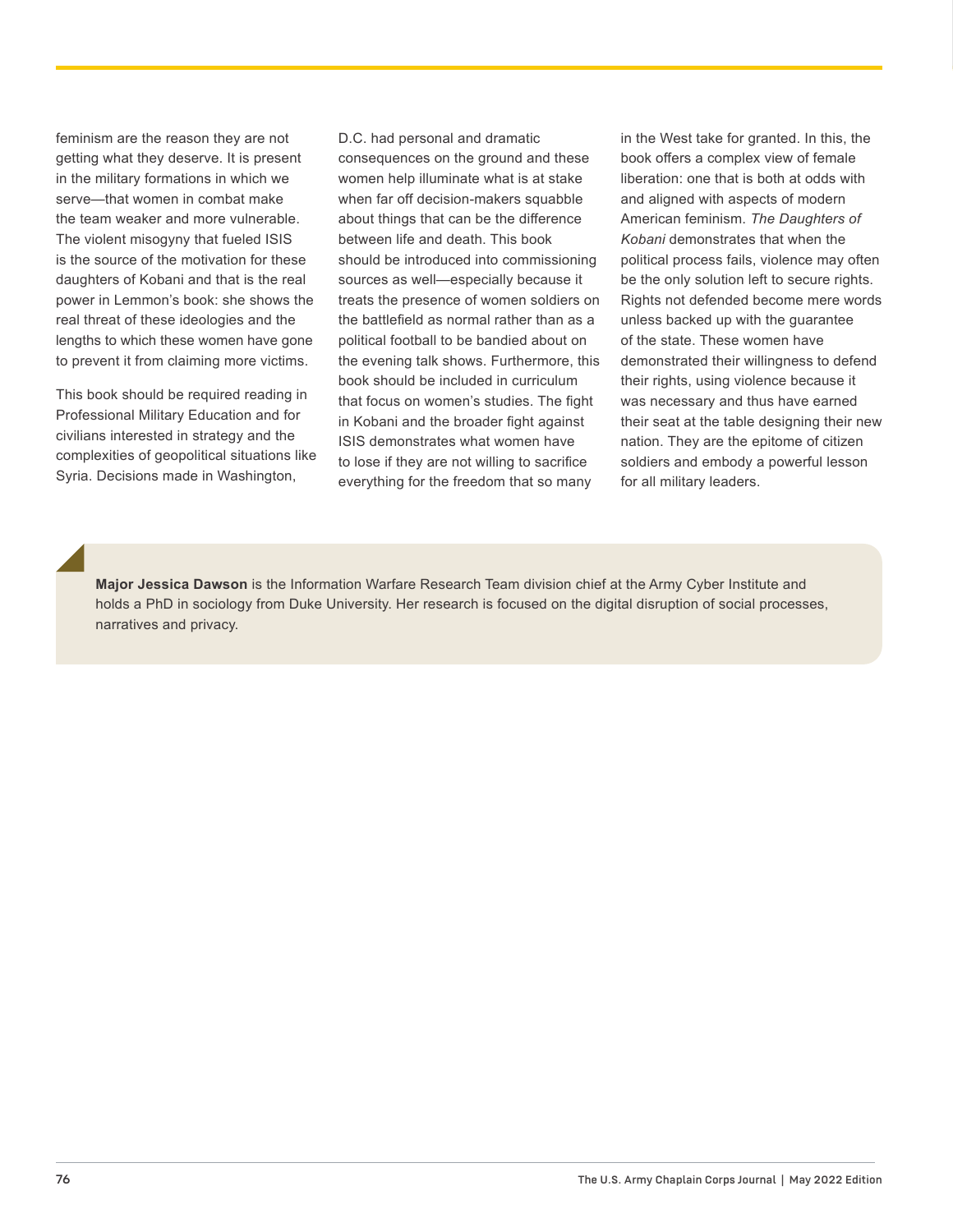feminism are the reason they are not getting what they deserve. It is present in the military formations in which we serve—that women in combat make the team weaker and more vulnerable. The violent misogyny that fueled ISIS is the source of the motivation for these daughters of Kobani and that is the real power in Lemmon's book: she shows the real threat of these ideologies and the lengths to which these women have gone to prevent it from claiming more victims.

This book should be required reading in Professional Military Education and for civilians interested in strategy and the complexities of geopolitical situations like Syria. Decisions made in Washington, D.C. had personal and dramatic consequences on the ground and these women help illuminate what is at stake when far off decision-makers squabble about things that can be the difference between life and death. This book should be introduced into commissioning sources as well—especially because it treats the presence of women soldiers on the battlefield as normal rather than as a political football to be bandied about on the evening talk shows. Furthermore, this book should be included in curriculum that focus on women's studies. The fight in Kobani and the broader fight against ISIS demonstrates what women have to lose if they are not willing to sacrifice everything for the freedom that so many in the West take for granted. In this, the book offers a complex view of female liberation: one that is both at odds with and aligned with aspects of modern American feminism. *The Daughters of Kobani* demonstrates that when the political process fails, violence may often be the only solution left to secure rights. Rights not defended become mere words unless backed up with the guarantee of the state. These women have demonstrated their willingness to defend their rights, using violence because it was necessary and thus have earned their seat at the table designing their new nation. They are the epitome of citizen soldiers and embody a powerful lesson for all military leaders.

**Major Jessica Dawson** is the Information Warfare Research Team division chief at the Army Cyber Institute and holds a PhD in sociology from Duke University. Her research is focused on the digital disruption of social processes, narratives and privacy.